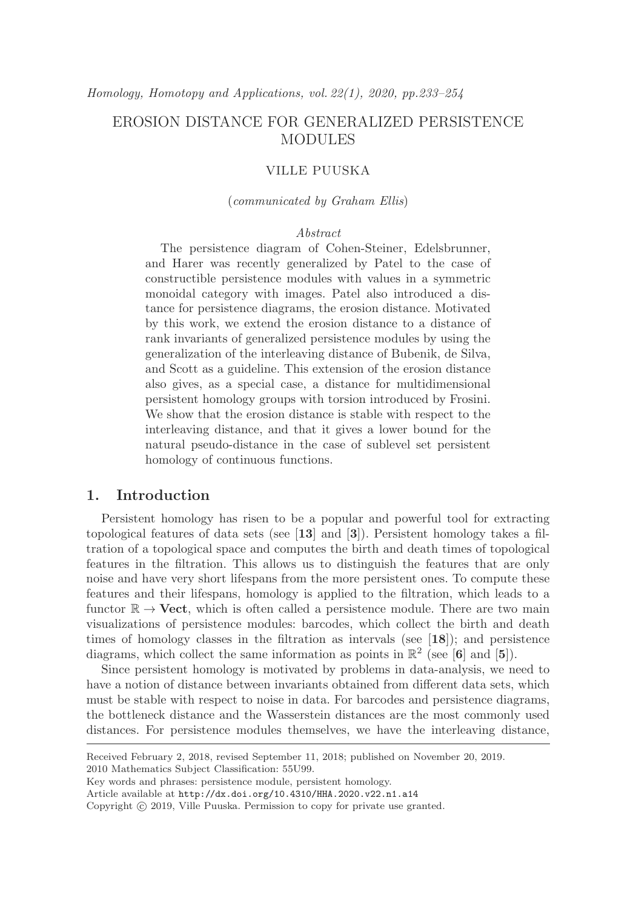# EROSION DISTANCE FOR GENERALIZED PERSISTENCE MODULES

VILLE PUUSKA

(*communicated by Graham Ellis*)

*Abstract*

The persistence diagram of Cohen-Steiner, Edelsbrunner, and Harer was recently generalized by Patel to the case of constructible persistence modules with values in a symmetric monoidal category with images. Patel also introduced a distance for persistence diagrams, the erosion distance. Motivated by this work, we extend the erosion distance to a distance of rank invariants of generalized persistence modules by using the generalization of the interleaving distance of Bubenik, de Silva, and Scott as a guideline. This extension of the erosion distance also gives, as a special case, a distance for multidimensional persistent homology groups with torsion introduced by Frosini. We show that the erosion distance is stable with respect to the interleaving distance, and that it gives a lower bound for the natural pseudo-distance in the case of sublevel set persistent homology of continuous functions.

## 1. Introduction

Persistent homology has risen to be a popular and powerful tool for extracting topological features of data sets (see [**13**] and [**3**]). Persistent homology takes a filtration of a topological space and computes the birth and death times of topological features in the filtration. This allows us to distinguish the features that are only noise and have very short lifespans from the more persistent ones. To compute these features and their lifespans, homology is applied to the filtration, which leads to a functor $\mathbb{R} \to \mathbf{Vect}$, which is often called a persistence module. There are two main visualizations of persistence modules: barcodes, which collect the birth and death times of homology classes in the filtration as intervals (see [**18**]); and persistence diagrams, which collect the same information as points in $\mathbb{R}^2$ (see [**6**] and [**5**]).

Since persistent homology is motivated by problems in data-analysis, we need to have a notion of distance between invariants obtained from different data sets, which must be stable with respect to noise in data. For barcodes and persistence diagrams, the bottleneck distance and the Wasserstein distances are the most commonly used distances. For persistence modules themselves, we have the interleaving distance,

Received February 2, 2018, revised September 11, 2018; published on November 20, 2019.
2010 Mathematics Subject Classification: 55U99.
Key words and phrases: persistence module, persistent homology.
Article available at http://dx.doi.org/10.4310/HHA.2020.v22.n1.a14
Copyright © 2019, Ville Puuska. Permission to copy for private use granted.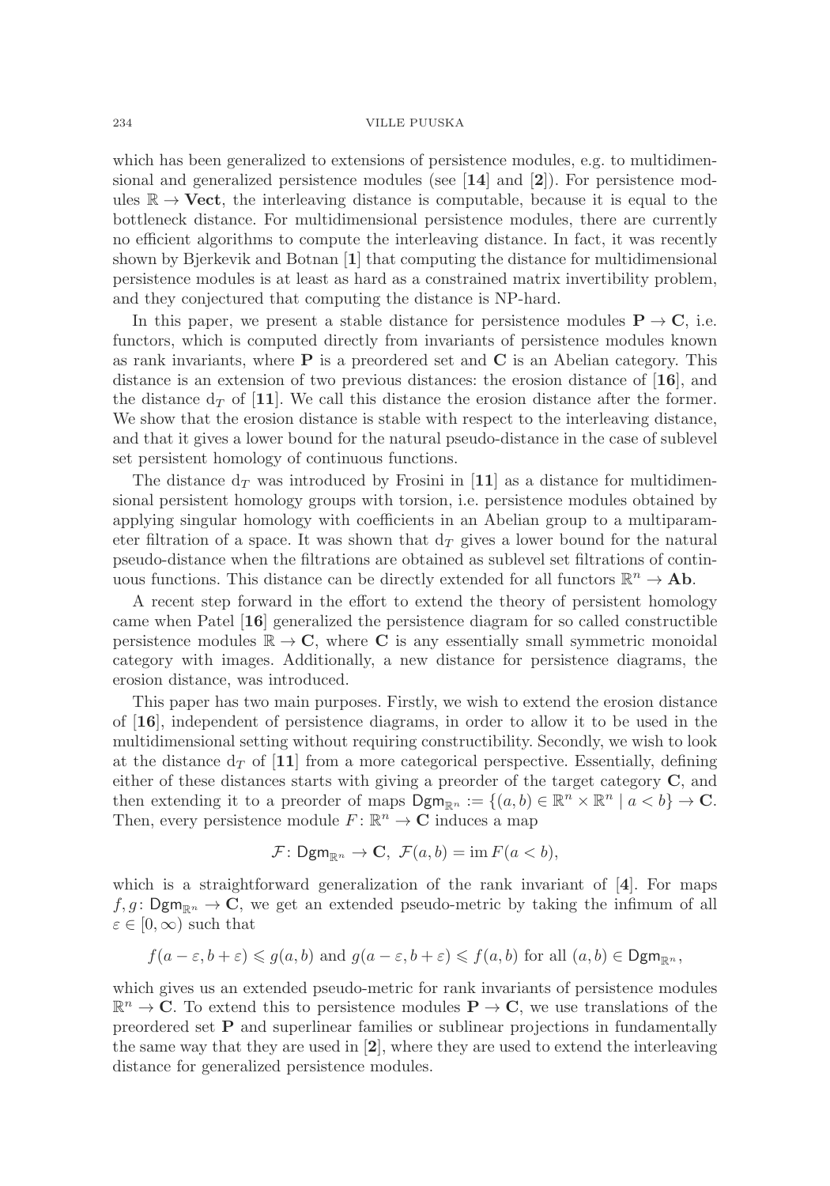which has been generalized to extensions of persistence modules, e.g. to multidimensional and generalized persistence modules (see [**14**] and [**2**]). For persistence modules $\mathbb{R} \to \mathbf{Vect}$, the interleaving distance is computable, because it is equal to the bottleneck distance. For multidimensional persistence modules, there are currently no efficient algorithms to compute the interleaving distance. In fact, it was recently shown by Bjerkevik and Botnan [**1**] that computing the distance for multidimensional persistence modules is at least as hard as a constrained matrix invertibility problem, and they conjectured that computing the distance is NP-hard.

In this paper, we present a stable distance for persistence modules $\mathbf{P} \to \mathbf{C}$, i.e. functors, which is computed directly from invariants of persistence modules known as rank invariants, where $\mathbf{P}$ is a preordered set and $\mathbf{C}$ is an Abelian category. This distance is an extension of two previous distances: the erosion distance of [**16**], and the distance $\mathrm{d}_T$ of [**11**]. We call this distance the erosion distance after the former. We show that the erosion distance is stable with respect to the interleaving distance, and that it gives a lower bound for the natural pseudo-distance in the case of sublevel set persistent homology of continuous functions.

The distance $\mathrm{d}_T$ was introduced by Frosini in [**11**] as a distance for multidimensional persistent homology groups with torsion, i.e. persistence modules obtained by applying singular homology with coefficients in an Abelian group to a multiparameter filtration of a space. It was shown that $\mathrm{d}_T$ gives a lower bound for the natural pseudo-distance when the filtrations are obtained as sublevel set filtrations of continuous functions. This distance can be directly extended for all functors $\mathbb{R}^n \to \mathbf{Ab}$.

A recent step forward in the effort to extend the theory of persistent homology came when Patel [**16**] generalized the persistence diagram for so called constructible persistence modules $\mathbb{R} \to \mathbf{C}$, where $\mathbf{C}$ is any essentially small symmetric monoidal category with images. Additionally, a new distance for persistence diagrams, the erosion distance, was introduced.

This paper has two main purposes. Firstly, we wish to extend the erosion distance of [**16**], independent of persistence diagrams, in order to allow it to be used in the multidimensional setting without requiring constructibility. Secondly, we wish to look at the distance $\mathrm{d}_T$ of [**11**] from a more categorical perspective. Essentially, defining either of these distances starts with giving a preorder of the target category $\mathbf{C}$, and then extending it to a preorder of maps $\mathsf{Dgm}_{\mathbb{R}^n} := \{(a,b) \in \mathbb{R}^n \times \mathbb{R}^n \mid a < b\} \to \mathbf{C}$. Then, every persistence module $F\colon \mathbb{R}^n \to \mathbf{C}$ induces a map

$$\mathcal{F}\colon \mathsf{Dgm}_{\mathbb{R}^n} \to \mathbf{C},\ \mathcal{F}(a,b) = \operatorname{im} F(a < b),$$

which is a straightforward generalization of the rank invariant of [**4**]. For maps $f, g\colon \mathsf{Dgm}_{\mathbb{R}^n} \to \mathbf{C}$, we get an extended pseudo-metric by taking the infimum of all $\varepsilon \in [0, \infty)$ such that

$$f(a - \varepsilon, b + \varepsilon) \leqslant g(a,b) \text{ and } g(a - \varepsilon, b + \varepsilon) \leqslant f(a,b) \text{ for all } (a,b) \in \mathsf{Dgm}_{\mathbb{R}^n},$$

which gives us an extended pseudo-metric for rank invariants of persistence modules $\mathbb{R}^n \to \mathbf{C}$. To extend this to persistence modules $\mathbf{P} \to \mathbf{C}$, we use translations of the preordered set $\mathbf{P}$ and superlinear families or sublinear projections in fundamentally the same way that they are used in [**2**], where they are used to extend the interleaving distance for generalized persistence modules.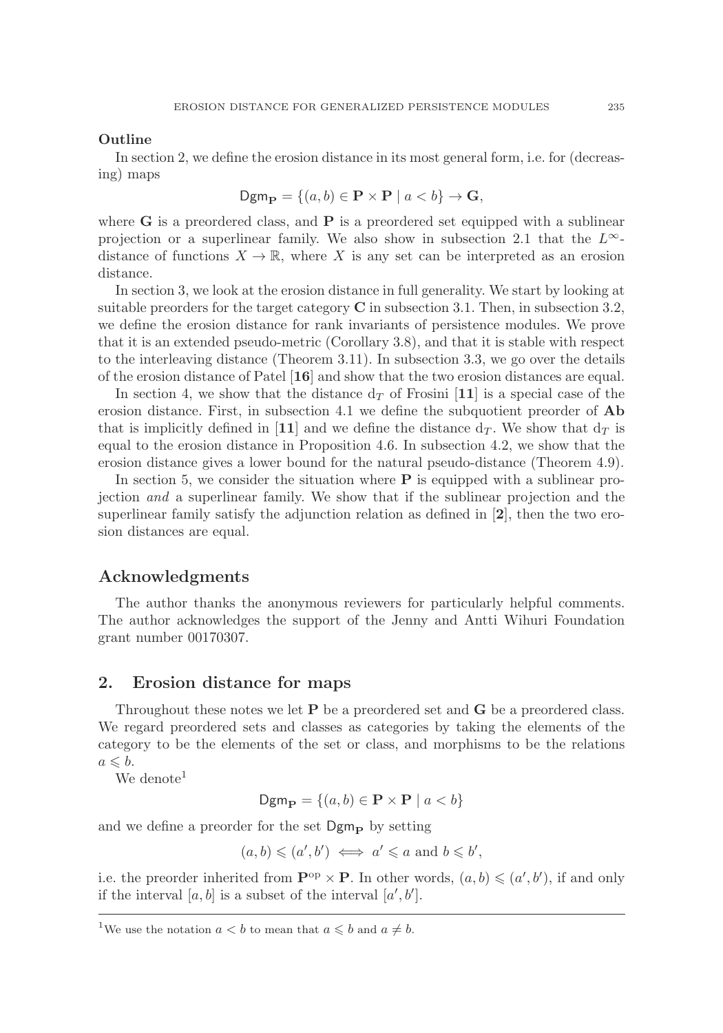**Outline**

In section 2, we define the erosion distance in its most general form, i.e. for (decreasing) maps

$$\mathsf{Dgm}_{\mathbf{P}} = \{(a,b) \in \mathbf{P} \times \mathbf{P} \mid a < b\} \to \mathbf{G},$$

where $\mathbf{G}$ is a preordered class, and $\mathbf{P}$ is a preordered set equipped with a sublinear projection or a superlinear family. We also show in subsection 2.1 that the $L^\infty$-distance of functions $X \to \mathbb{R}$, where $X$ is any set can be interpreted as an erosion distance.

In section 3, we look at the erosion distance in full generality. We start by looking at suitable preorders for the target category $\mathbf{C}$ in subsection 3.1. Then, in subsection 3.2, we define the erosion distance for rank invariants of persistence modules. We prove that it is an extended pseudo-metric (Corollary 3.8), and that it is stable with respect to the interleaving distance (Theorem 3.11). In subsection 3.3, we go over the details of the erosion distance of Patel [**16**] and show that the two erosion distances are equal.

In section 4, we show that the distance $\mathrm{d}_T$ of Frosini [**11**] is a special case of the erosion distance. First, in subsection 4.1 we define the subquotient preorder of $\mathbf{Ab}$ that is implicitly defined in [**11**] and we define the distance $\mathrm{d}_T$. We show that $\mathrm{d}_T$ is equal to the erosion distance in Proposition 4.6. In subsection 4.2, we show that the erosion distance gives a lower bound for the natural pseudo-distance (Theorem 4.9).

In section 5, we consider the situation where $\mathbf{P}$ is equipped with a sublinear projection *and* a superlinear family. We show that if the sublinear projection and the superlinear family satisfy the adjunction relation as defined in [**2**], then the two erosion distances are equal.

## Acknowledgments

The author thanks the anonymous reviewers for particularly helpful comments. The author acknowledges the support of the Jenny and Antti Wihuri Foundation grant number 00170307.

## 2. Erosion distance for maps

Throughout these notes we let $\mathbf{P}$ be a preordered set and $\mathbf{G}$ be a preordered class. We regard preordered sets and classes as categories by taking the elements of the category to be the elements of the set or class, and morphisms to be the relations $a \leqslant b$.

We denote[1]

$$\mathsf{Dgm}_{\mathbf{P}} = \{(a,b) \in \mathbf{P} \times \mathbf{P} \mid a < b\}$$

and we define a preorder for the set $\mathsf{Dgm}_{\mathbf{P}}$ by setting

$$(a,b) \leqslant (a',b') \iff a' \leqslant a \text{ and } b \leqslant b',$$

i.e. the preorder inherited from $\mathbf{P}^{\mathrm{op}} \times \mathbf{P}$. In other words, $(a,b) \leqslant (a',b')$, if and only if the interval $[a,b]$ is a subset of the interval $[a',b']$.

[1] We use the notation $a < b$ to mean that $a \leqslant b$ and $a \neq b$.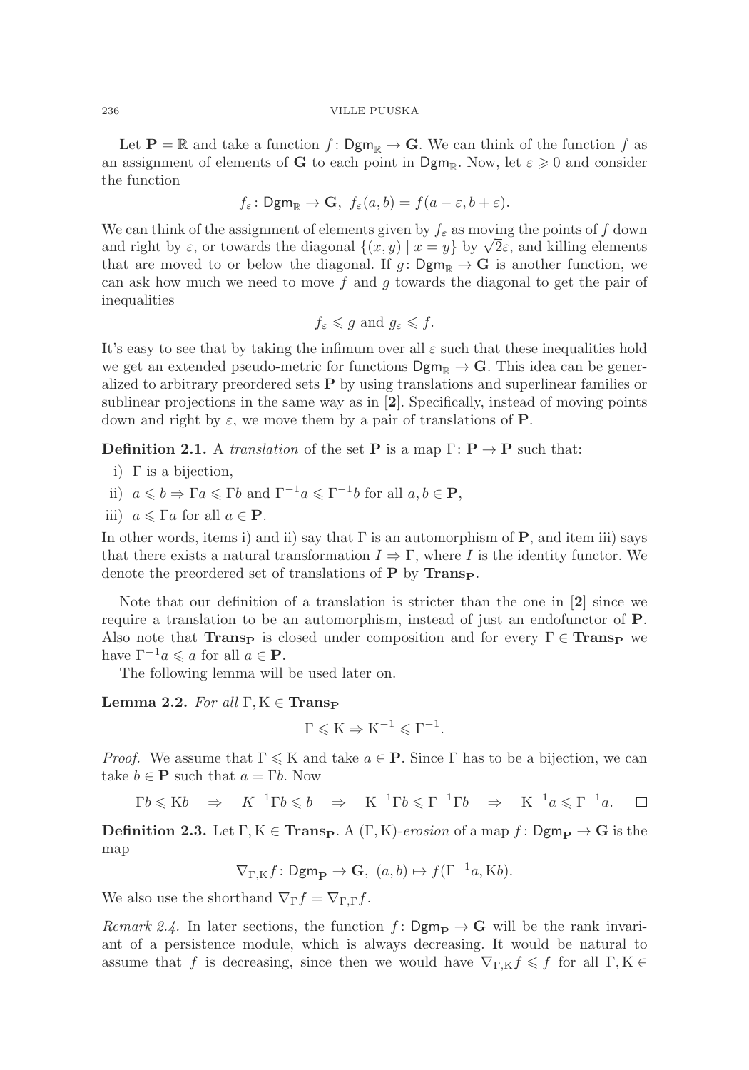Let $\mathbf{P} = \mathbb{R}$ and take a function $f\colon \mathsf{Dgm}_{\mathbb{R}} \to \mathbf{G}$. We can think of the function $f$ as an assignment of elements of $\mathbf{G}$ to each point in $\mathsf{Dgm}_{\mathbb{R}}$. Now, let $\varepsilon \geqslant 0$ and consider the function

$$f_\varepsilon\colon \mathsf{Dgm}_{\mathbb{R}} \to \mathbf{G},\ f_\varepsilon(a,b) = f(a-\varepsilon, b+\varepsilon).$$

We can think of the assignment of elements given by $f_\varepsilon$ as moving the points of $f$ down and right by $\varepsilon$, or towards the diagonal $\{(x,y) \mid x = y\}$ by $\sqrt{2}\varepsilon$, and killing elements that are moved to or below the diagonal. If $g\colon \mathsf{Dgm}_{\mathbb{R}} \to \mathbf{G}$ is another function, we can ask how much we need to move $f$ and $g$ towards the diagonal to get the pair of inequalities

$$f_\varepsilon \leqslant g \text{ and } g_\varepsilon \leqslant f.$$

It's easy to see that by taking the infimum over all $\varepsilon$ such that these inequalities hold we get an extended pseudo-metric for functions $\mathsf{Dgm}_{\mathbb{R}} \to \mathbf{G}$. This idea can be generalized to arbitrary preordered sets $\mathbf{P}$ by using translations and superlinear families or sublinear projections in the same way as in [**2**]. Specifically, instead of moving points down and right by $\varepsilon$, we move them by a pair of translations of $\mathbf{P}$.

**Definition 2.1.** A *translation* of the set $\mathbf{P}$ is a map $\Gamma\colon \mathbf{P} \to \mathbf{P}$ such that:

i) $\Gamma$ is a bijection,

ii) $a \leqslant b \Rightarrow \Gamma a \leqslant \Gamma b$ and $\Gamma^{-1} a \leqslant \Gamma^{-1} b$ for all $a, b \in \mathbf{P}$,

iii) $a \leqslant \Gamma a$ for all $a \in \mathbf{P}$.

In other words, items i) and ii) say that $\Gamma$ is an automorphism of $\mathbf{P}$, and item iii) says that there exists a natural transformation $I \Rightarrow \Gamma$, where $I$ is the identity functor. We denote the preordered set of translations of $\mathbf{P}$ by $\mathbf{Trans_P}$.

Note that our definition of a translation is stricter than the one in [**2**] since we require a translation to be an automorphism, instead of just an endofunctor of $\mathbf{P}$. Also note that $\mathbf{Trans_P}$ is closed under composition and for every $\Gamma \in \mathbf{Trans_P}$ we have $\Gamma^{-1} a \leqslant a$ for all $a \in \mathbf{P}$.

The following lemma will be used later on.

**Lemma 2.2.** *For all* $\Gamma, \mathrm{K} \in \mathbf{Trans_P}$

$$\Gamma \leqslant \mathrm{K} \Rightarrow \mathrm{K}^{-1} \leqslant \Gamma^{-1}.$$

*Proof.* We assume that $\Gamma \leqslant \mathrm{K}$ and take $a \in \mathbf{P}$. Since $\Gamma$ has to be a bijection, we can take $b \in \mathbf{P}$ such that $a = \Gamma b$. Now

$$\Gamma b \leqslant \mathrm{K} b \quad \Rightarrow \quad K^{-1}\Gamma b \leqslant b \quad \Rightarrow \quad \mathrm{K}^{-1}\Gamma b \leqslant \Gamma^{-1}\Gamma b \quad \Rightarrow \quad \mathrm{K}^{-1} a \leqslant \Gamma^{-1} a. \qquad \square$$

**Definition 2.3.** Let $\Gamma, \mathrm{K} \in \mathbf{Trans_P}$. A $(\Gamma, \mathrm{K})$-*erosion* of a map $f\colon \mathsf{Dgm}_{\mathbf{P}} \to \mathbf{G}$ is the map

$$\nabla_{\Gamma,\mathrm{K}} f\colon \mathsf{Dgm}_{\mathbf{P}} \to \mathbf{G},\ (a,b) \mapsto f(\Gamma^{-1}a, \mathrm{K}b).$$

We also use the shorthand $\nabla_\Gamma f = \nabla_{\Gamma,\Gamma} f$.

*Remark 2.4.* In later sections, the function $f\colon \mathsf{Dgm}_{\mathbf{P}} \to \mathbf{G}$ will be the rank invariant of a persistence module, which is always decreasing. It would be natural to assume that $f$ is decreasing, since then we would have $\nabla_{\Gamma,\mathrm{K}} f \leqslant f$ for all $\Gamma, \mathrm{K} \in$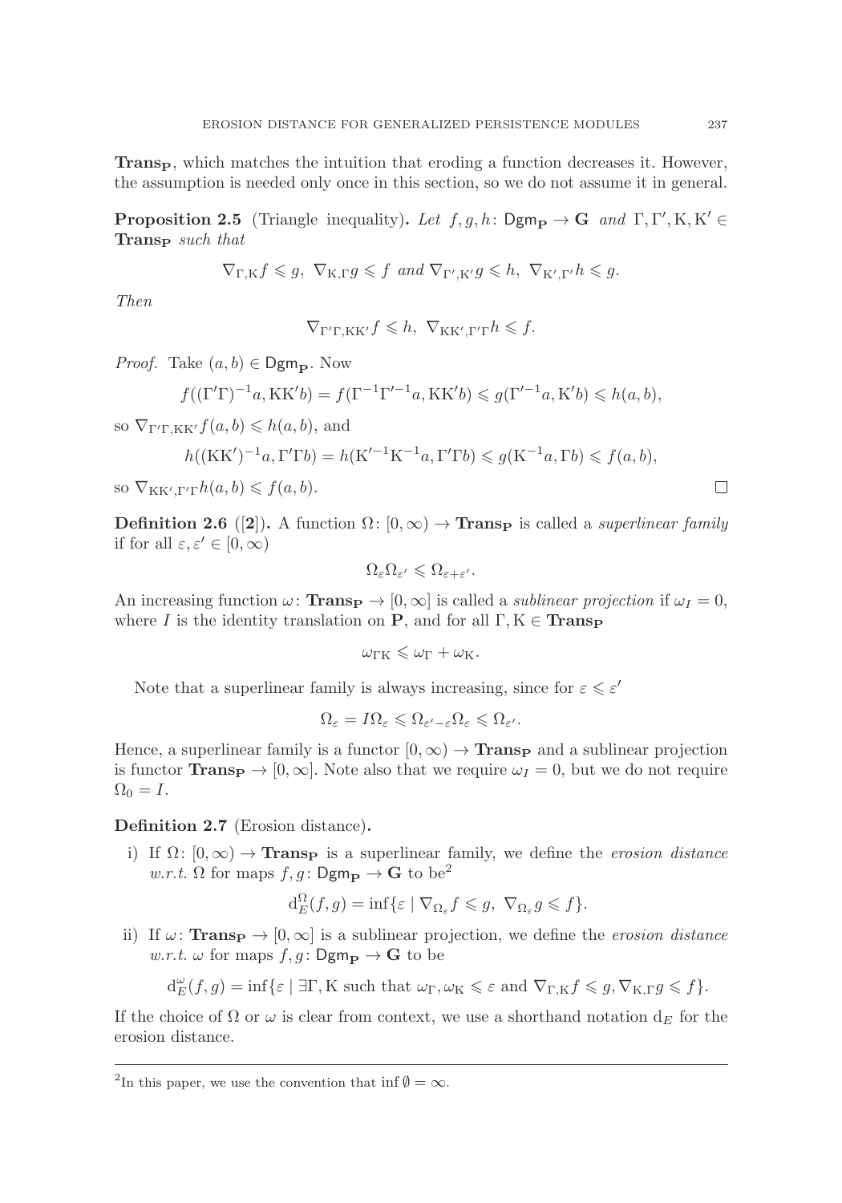$\mathbf{Trans_P}$, which matches the intuition that eroding a function decreases it. However, the assumption is needed only once in this section, so we do not assume it in general.

**Proposition 2.5** (Triangle inequality)**.** *Let* $f, g, h\colon \mathsf{Dgm}_\mathbf{P} \to \mathbf{G}$ *and* $\Gamma, \Gamma', \mathrm{K}, \mathrm{K}' \in \mathbf{Trans_P}$ *such that*

$$\nabla_{\Gamma,\mathrm{K}} f \leqslant g,\ \nabla_{\mathrm{K},\Gamma} g \leqslant f \text{ and } \nabla_{\Gamma',\mathrm{K}'} g \leqslant h,\ \nabla_{\mathrm{K}',\Gamma'} h \leqslant g.$$

*Then*

$$\nabla_{\Gamma'\Gamma,\mathrm{K}\mathrm{K}'} f \leqslant h,\ \nabla_{\mathrm{K}\mathrm{K}',\Gamma'\Gamma} h \leqslant f.$$

*Proof.* Take $(a, b) \in \mathsf{Dgm}_\mathbf{P}$. Now

$$f((\Gamma'\Gamma)^{-1}a, \mathrm{K}\mathrm{K}'b) = f(\Gamma^{-1}\Gamma'^{-1}a, \mathrm{K}\mathrm{K}'b) \leqslant g(\Gamma'^{-1}a, \mathrm{K}'b) \leqslant h(a, b),$$

so $\nabla_{\Gamma'\Gamma,\mathrm{K}\mathrm{K}'} f(a, b) \leqslant h(a, b)$, and

$$h((\mathrm{K}\mathrm{K}')^{-1}a, \Gamma'\Gamma b) = h(\mathrm{K}'^{-1}\mathrm{K}^{-1}a, \Gamma'\Gamma b) \leqslant g(\mathrm{K}^{-1}a, \Gamma b) \leqslant f(a, b),$$

so $\nabla_{\mathrm{K}\mathrm{K}',\Gamma'\Gamma} h(a, b) \leqslant f(a, b)$. ∎

**Definition 2.6** ([**2**])**.** A function $\Omega\colon [0, \infty) \to \mathbf{Trans_P}$ is called a *superlinear family* if for all $\varepsilon, \varepsilon' \in [0, \infty)$

$$\Omega_\varepsilon \Omega_{\varepsilon'} \leqslant \Omega_{\varepsilon+\varepsilon'}.$$

An increasing function $\omega\colon \mathbf{Trans_P} \to [0, \infty]$ is called a *sublinear projection* if $\omega_I = 0$, where $I$ is the identity translation on $\mathbf{P}$, and for all $\Gamma, \mathrm{K} \in \mathbf{Trans_P}$

$$\omega_{\Gamma\mathrm{K}} \leqslant \omega_\Gamma + \omega_\mathrm{K}.$$

Note that a superlinear family is always increasing, since for $\varepsilon \leqslant \varepsilon'$

$$\Omega_\varepsilon = I\Omega_\varepsilon \leqslant \Omega_{\varepsilon'-\varepsilon}\Omega_\varepsilon \leqslant \Omega_{\varepsilon'}.$$

Hence, a superlinear family is a functor $[0, \infty) \to \mathbf{Trans_P}$ and a sublinear projection is functor $\mathbf{Trans_P} \to [0, \infty]$. Note also that we require $\omega_I = 0$, but we do not require $\Omega_0 = I$.

**Definition 2.7** (Erosion distance)**.**

i) If $\Omega\colon [0, \infty) \to \mathbf{Trans_P}$ is a superlinear family, we define the *erosion distance w.r.t.* $\Omega$ for maps $f, g\colon \mathsf{Dgm}_\mathbf{P} \to \mathbf{G}$ to be[2]

$$\mathrm{d}_E^\Omega(f, g) = \inf\{\varepsilon \mid \nabla_{\Omega_\varepsilon} f \leqslant g,\ \nabla_{\Omega_\varepsilon} g \leqslant f\}.$$

ii) If $\omega\colon \mathbf{Trans_P} \to [0, \infty]$ is a sublinear projection, we define the *erosion distance w.r.t.* $\omega$ for maps $f, g\colon \mathsf{Dgm}_\mathbf{P} \to \mathbf{G}$ to be

$$\mathrm{d}_E^\omega(f, g) = \inf\{\varepsilon \mid \exists \Gamma, \mathrm{K} \text{ such that } \omega_\Gamma, \omega_\mathrm{K} \leqslant \varepsilon \text{ and } \nabla_{\Gamma,\mathrm{K}} f \leqslant g, \nabla_{\mathrm{K},\Gamma} g \leqslant f\}.$$

If the choice of $\Omega$ or $\omega$ is clear from context, we use a shorthand notation $\mathrm{d}_E$ for the erosion distance.

---

[2]In this paper, we use the convention that $\inf \emptyset = \infty$.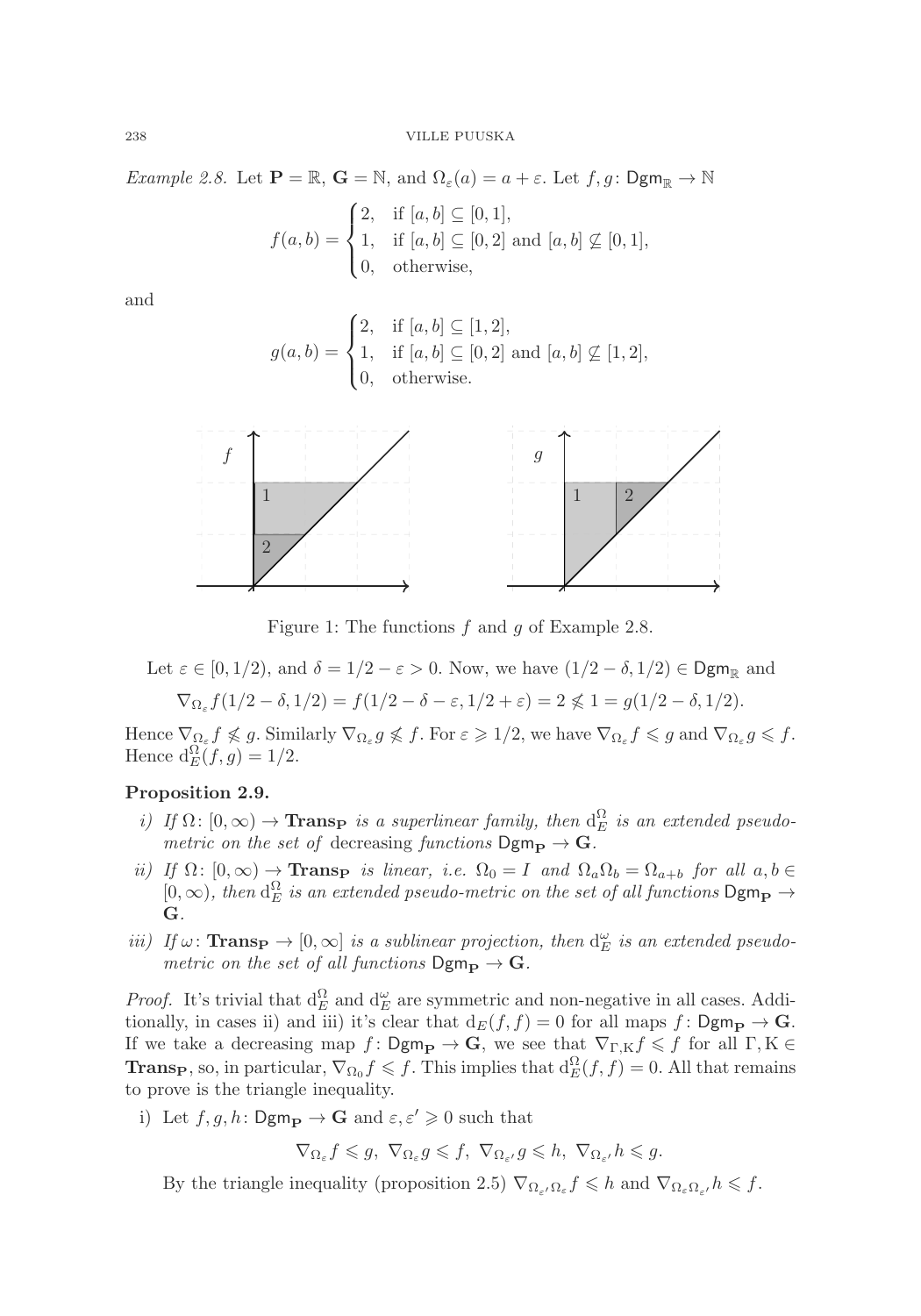*Example 2.8.* Let $\mathbf{P} = \mathbb{R}$, $\mathbf{G} = \mathbb{N}$, and $\Omega_\varepsilon(a) = a + \varepsilon$. Let $f, g \colon \mathsf{Dgm}_{\mathbb{R}} \to \mathbb{N}$

$$f(a,b) = \begin{cases} 2, & \text{if } [a,b] \subseteq [0,1], \\ 1, & \text{if } [a,b] \subseteq [0,2] \text{ and } [a,b] \not\subseteq [0,1], \\ 0, & \text{otherwise,} \end{cases}$$

and

$$g(a,b) = \begin{cases} 2, & \text{if } [a,b] \subseteq [1,2], \\ 1, & \text{if } [a,b] \subseteq [0,2] \text{ and } [a,b] \not\subseteq [1,2], \\ 0, & \text{otherwise.} \end{cases}$$

Figure 1: The functions $f$ and $g$ of Example 2.8.

Let $\varepsilon \in [0, 1/2)$, and $\delta = 1/2 - \varepsilon > 0$. Now, we have $(1/2 - \delta, 1/2) \in \mathsf{Dgm}_{\mathbb{R}}$ and

$$\nabla_{\Omega_\varepsilon} f(1/2 - \delta, 1/2) = f(1/2 - \delta - \varepsilon, 1/2 + \varepsilon) = 2 \not\leqslant 1 = g(1/2 - \delta, 1/2).$$

Hence $\nabla_{\Omega_\varepsilon} f \not\leqslant g$. Similarly $\nabla_{\Omega_\varepsilon} g \not\leqslant f$. For $\varepsilon \geqslant 1/2$, we have $\nabla_{\Omega_\varepsilon} f \leqslant g$ and $\nabla_{\Omega_\varepsilon} g \leqslant f$. Hence $\mathrm{d}_E^\Omega(f, g) = 1/2$.

**Proposition 2.9.**

*i) If $\Omega \colon [0, \infty) \to \mathbf{Trans}_{\mathbf{P}}$ is a superlinear family, then $\mathrm{d}_E^\Omega$ is an extended pseudo-metric on the set of* decreasing *functions $\mathsf{Dgm}_{\mathbf{P}} \to \mathbf{G}$.*

*ii) If $\Omega \colon [0, \infty) \to \mathbf{Trans}_{\mathbf{P}}$ is linear, i.e. $\Omega_0 = I$ and $\Omega_a \Omega_b = \Omega_{a+b}$ for all $a, b \in [0, \infty)$, then $\mathrm{d}_E^\Omega$ is an extended pseudo-metric on the set of all functions $\mathsf{Dgm}_{\mathbf{P}} \to \mathbf{G}$.*

*iii) If $\omega \colon \mathbf{Trans}_{\mathbf{P}} \to [0, \infty]$ is a sublinear projection, then $\mathrm{d}_E^\omega$ is an extended pseudo-metric on the set of all functions $\mathsf{Dgm}_{\mathbf{P}} \to \mathbf{G}$.*

*Proof.* It's trivial that $\mathrm{d}_E^\Omega$ and $\mathrm{d}_E^\omega$ are symmetric and non-negative in all cases. Additionally, in cases ii) and iii) it's clear that $\mathrm{d}_E(f, f) = 0$ for all maps $f \colon \mathsf{Dgm}_{\mathbf{P}} \to \mathbf{G}$. If we take a decreasing map $f \colon \mathsf{Dgm}_{\mathbf{P}} \to \mathbf{G}$, we see that $\nabla_{\Gamma, \mathrm{K}} f \leqslant f$ for all $\Gamma, \mathrm{K} \in \mathbf{Trans}_{\mathbf{P}}$, so, in particular, $\nabla_{\Omega_0} f \leqslant f$. This implies that $\mathrm{d}_E^\Omega(f, f) = 0$. All that remains to prove is the triangle inequality.

i) Let $f, g, h \colon \mathsf{Dgm}_{\mathbf{P}} \to \mathbf{G}$ and $\varepsilon, \varepsilon' \geqslant 0$ such that

$$\nabla_{\Omega_\varepsilon} f \leqslant g, \ \nabla_{\Omega_\varepsilon} g \leqslant f, \ \nabla_{\Omega_{\varepsilon'}} g \leqslant h, \ \nabla_{\Omega_{\varepsilon'}} h \leqslant g.$$

By the triangle inequality (proposition 2.5) $\nabla_{\Omega_{\varepsilon'} \Omega_\varepsilon} f \leqslant h$ and $\nabla_{\Omega_\varepsilon \Omega_{\varepsilon'}} h \leqslant f$.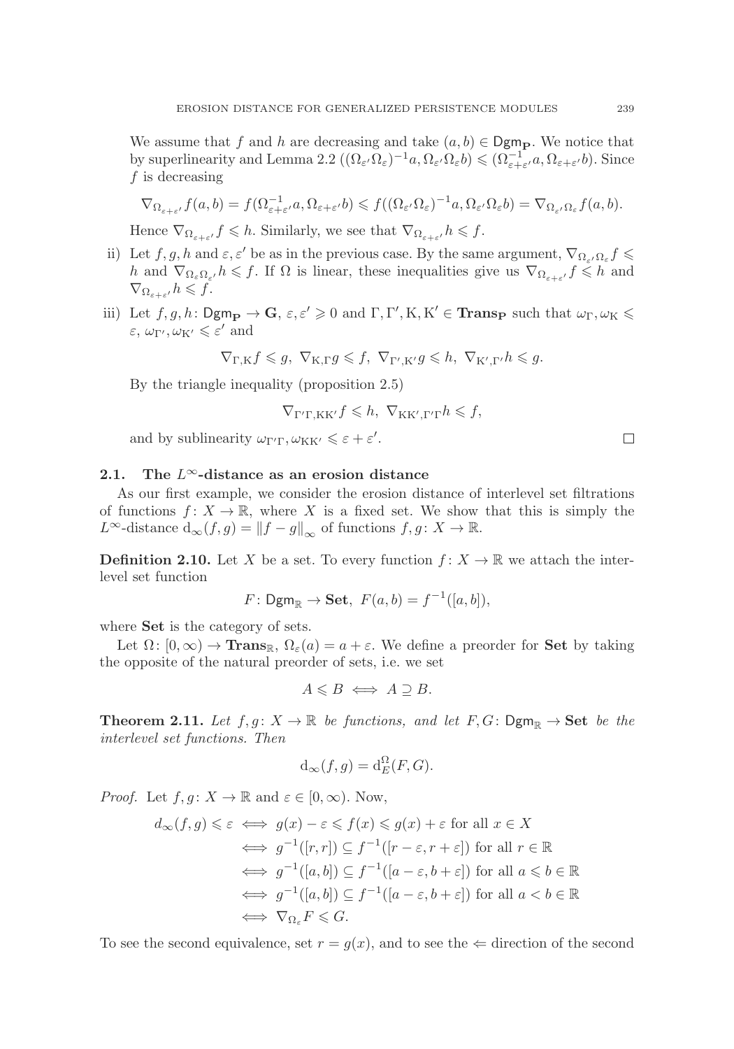We assume that $f$ and $h$ are decreasing and take $(a,b) \in \mathsf{Dgm}_{\mathbf{P}}$. We notice that by superlinearity and Lemma 2.2 $((\Omega_{\varepsilon'}\Omega_\varepsilon)^{-1}a, \Omega_{\varepsilon'}\Omega_\varepsilon b) \leqslant (\Omega_{\varepsilon+\varepsilon'}^{-1}a, \Omega_{\varepsilon+\varepsilon'}b)$. Since $f$ is decreasing

$$\nabla_{\Omega_{\varepsilon+\varepsilon'}} f(a,b) = f(\Omega_{\varepsilon+\varepsilon'}^{-1}a, \Omega_{\varepsilon+\varepsilon'}b) \leqslant f((\Omega_{\varepsilon'}\Omega_\varepsilon)^{-1}a, \Omega_{\varepsilon'}\Omega_\varepsilon b) = \nabla_{\Omega_{\varepsilon'}\Omega_\varepsilon} f(a,b).$$

Hence $\nabla_{\Omega_{\varepsilon+\varepsilon'}} f \leqslant h$. Similarly, we see that $\nabla_{\Omega_{\varepsilon+\varepsilon'}} h \leqslant f$.

ii) Let $f, g, h$ and $\varepsilon, \varepsilon'$ be as in the previous case. By the same argument, $\nabla_{\Omega_{\varepsilon'}\Omega_\varepsilon} f \leqslant h$ and $\nabla_{\Omega_\varepsilon\Omega_{\varepsilon'}} h \leqslant f$. If $\Omega$ is linear, these inequalities give us $\nabla_{\Omega_{\varepsilon+\varepsilon'}} f \leqslant h$ and $\nabla_{\Omega_{\varepsilon+\varepsilon'}} h \leqslant f$.

iii) Let $f, g, h \colon \mathsf{Dgm}_{\mathbf{P}} \to \mathbf{G}$, $\varepsilon, \varepsilon' \geqslant 0$ and $\Gamma, \Gamma', \mathrm{K}, \mathrm{K}' \in \mathbf{Trans}_{\mathbf{P}}$ such that $\omega_\Gamma, \omega_{\mathrm{K}} \leqslant \varepsilon$, $\omega_{\Gamma'}, \omega_{\mathrm{K}'} \leqslant \varepsilon'$ and

$$\nabla_{\Gamma,\mathrm{K}} f \leqslant g,\ \nabla_{\mathrm{K},\Gamma} g \leqslant f,\ \nabla_{\Gamma',\mathrm{K}'} g \leqslant h,\ \nabla_{\mathrm{K}',\Gamma'} h \leqslant g.$$

By the triangle inequality (proposition 2.5)

$$\nabla_{\Gamma'\Gamma,\mathrm{K}\mathrm{K}'} f \leqslant h,\ \nabla_{\mathrm{K}\mathrm{K}',\Gamma'\Gamma} h \leqslant f,$$

and by sublinearity $\omega_{\Gamma'\Gamma}, \omega_{\mathrm{K}\mathrm{K}'} \leqslant \varepsilon + \varepsilon'$. $\square$

## 2.1. The $L^\infty$-distance as an erosion distance

As our first example, we consider the erosion distance of interlevel set filtrations of functions $f \colon X \to \mathbb{R}$, where $X$ is a fixed set. We show that this is simply the $L^\infty$-distance $\mathrm{d}_\infty(f,g) = \|f-g\|_\infty$ of functions $f, g \colon X \to \mathbb{R}$.

**Definition 2.10.** Let $X$ be a set. To every function $f \colon X \to \mathbb{R}$ we attach the interlevel set function

$$F \colon \mathsf{Dgm}_{\mathbb{R}} \to \mathbf{Set},\ F(a,b) = f^{-1}([a,b]),$$

where $\mathbf{Set}$ is the category of sets.

Let $\Omega \colon [0,\infty) \to \mathbf{Trans}_{\mathbb{R}}$, $\Omega_\varepsilon(a) = a + \varepsilon$. We define a preorder for $\mathbf{Set}$ by taking the opposite of the natural preorder of sets, i.e. we set

$$A \leqslant B \iff A \supseteq B.$$

**Theorem 2.11.** *Let $f, g \colon X \to \mathbb{R}$ be functions, and let $F, G \colon \mathsf{Dgm}_{\mathbb{R}} \to \mathbf{Set}$ be the interlevel set functions. Then*

$$\mathrm{d}_\infty(f,g) = \mathrm{d}_E^\Omega(F,G).$$

*Proof.* Let $f, g \colon X \to \mathbb{R}$ and $\varepsilon \in [0,\infty)$. Now,

$$\begin{aligned}
d_\infty(f,g) \leqslant \varepsilon &\iff g(x) - \varepsilon \leqslant f(x) \leqslant g(x) + \varepsilon \text{ for all } x \in X \\
&\iff g^{-1}([r,r]) \subseteq f^{-1}([r-\varepsilon, r+\varepsilon]) \text{ for all } r \in \mathbb{R} \\
&\iff g^{-1}([a,b]) \subseteq f^{-1}([a-\varepsilon, b+\varepsilon]) \text{ for all } a \leqslant b \in \mathbb{R} \\
&\iff g^{-1}([a,b]) \subseteq f^{-1}([a-\varepsilon, b+\varepsilon]) \text{ for all } a < b \in \mathbb{R} \\
&\iff \nabla_{\Omega_\varepsilon} F \leqslant G.
\end{aligned}$$

To see the second equivalence, set $r = g(x)$, and to see the $\Leftarrow$ direction of the second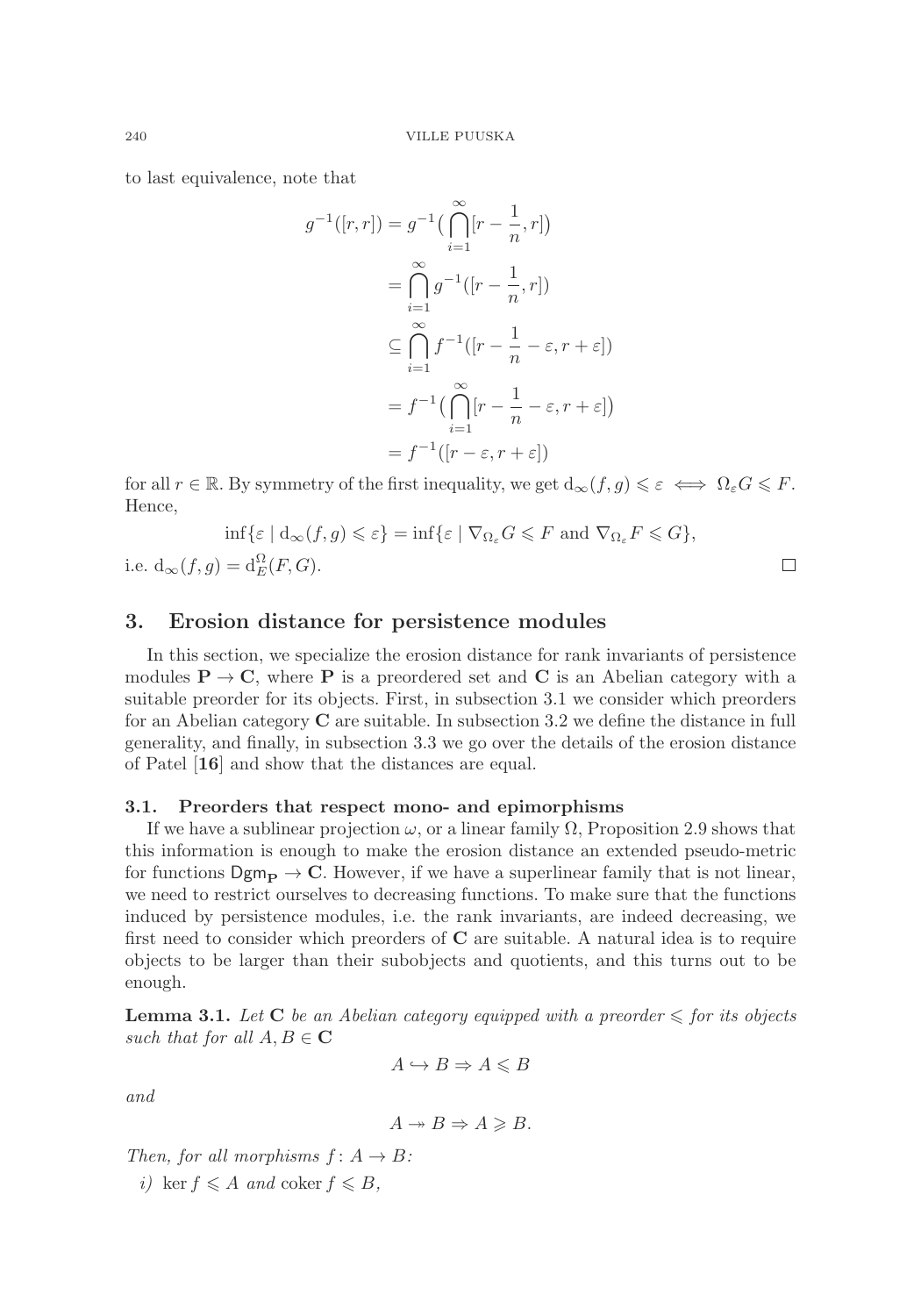to last equivalence, note that

$$
\begin{aligned}
g^{-1}([r,r]) &= g^{-1}\big(\bigcap_{i=1}^{\infty}[r-\frac{1}{n},r]\big) \\
&= \bigcap_{i=1}^{\infty} g^{-1}([r-\frac{1}{n},r]) \\
&\subseteq \bigcap_{i=1}^{\infty} f^{-1}([r-\frac{1}{n}-\varepsilon,r+\varepsilon]) \\
&= f^{-1}\big(\bigcap_{i=1}^{\infty}[r-\frac{1}{n}-\varepsilon,r+\varepsilon]\big) \\
&= f^{-1}([r-\varepsilon,r+\varepsilon])
\end{aligned}
$$

for all $r \in \mathbb{R}$. By symmetry of the first inequality, we get $\mathrm{d}_\infty(f,g) \leqslant \varepsilon \iff \Omega_\varepsilon G \leqslant F$. Hence,

$$
\inf\{\varepsilon \mid \mathrm{d}_\infty(f,g) \leqslant \varepsilon\} = \inf\{\varepsilon \mid \nabla_{\Omega_\varepsilon} G \leqslant F \text{ and } \nabla_{\Omega_\varepsilon} F \leqslant G\},
$$

i.e. $\mathrm{d}_\infty(f,g) = \mathrm{d}_E^\Omega(F,G)$. □

## 3. Erosion distance for persistence modules

In this section, we specialize the erosion distance for rank invariants of persistence modules $\mathbf{P} \to \mathbf{C}$, where $\mathbf{P}$ is a preordered set and $\mathbf{C}$ is an Abelian category with a suitable preorder for its objects. First, in subsection 3.1 we consider which preorders for an Abelian category $\mathbf{C}$ are suitable. In subsection 3.2 we define the distance in full generality, and finally, in subsection 3.3 we go over the details of the erosion distance of Patel [**16**] and show that the distances are equal.

### 3.1. Preorders that respect mono- and epimorphisms

If we have a sublinear projection $\omega$, or a linear family $\Omega$, Proposition 2.9 shows that this information is enough to make the erosion distance an extended pseudo-metric for functions $\mathsf{Dgm}_{\mathbf{P}} \to \mathbf{C}$. However, if we have a superlinear family that is not linear, we need to restrict ourselves to decreasing functions. To make sure that the functions induced by persistence modules, i.e. the rank invariants, are indeed decreasing, we first need to consider which preorders of $\mathbf{C}$ are suitable. A natural idea is to require objects to be larger than their subobjects and quotients, and this turns out to be enough.

**Lemma 3.1.** *Let $\mathbf{C}$ be an Abelian category equipped with a preorder $\leqslant$ for its objects such that for all $A, B \in \mathbf{C}$*

$$
A \hookrightarrow B \Rightarrow A \leqslant B
$$

*and*

$$
A \twoheadrightarrow B \Rightarrow A \geqslant B.
$$

*Then, for all morphisms $f\colon A \to B$:*

*i)* $\ker f \leqslant A$ *and* $\operatorname{coker} f \leqslant B$,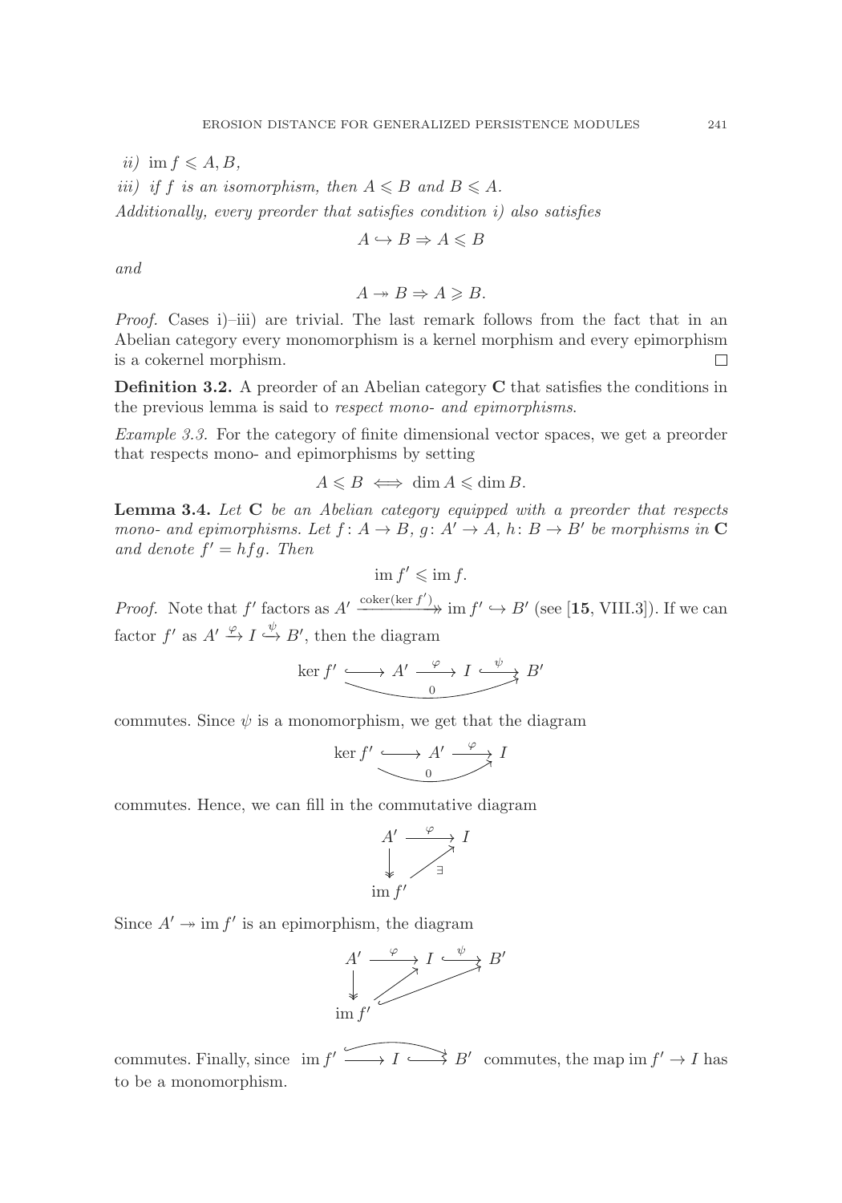*ii)* $\operatorname{im} f \leqslant A, B$,

*iii)* *if* $f$ *is an isomorphism, then* $A \leqslant B$ *and* $B \leqslant A$.

*Additionally, every preorder that satisfies condition i) also satisfies*

$$A \hookrightarrow B \Rightarrow A \leqslant B$$

*and*

$$A \twoheadrightarrow B \Rightarrow A \geqslant B.$$

*Proof.* Cases i)–iii) are trivial. The last remark follows from the fact that in an Abelian category every monomorphism is a kernel morphism and every epimorphism is a cokernel morphism. □

**Definition 3.2.** A preorder of an Abelian category $\mathbf{C}$ that satisfies the conditions in the previous lemma is said to *respect mono- and epimorphisms*.

*Example 3.3.* For the category of finite dimensional vector spaces, we get a preorder that respects mono- and epimorphisms by setting

$$A \leqslant B \iff \dim A \leqslant \dim B.$$

**Lemma 3.4.** *Let* $\mathbf{C}$ *be an Abelian category equipped with a preorder that respects mono- and epimorphisms. Let* $f\colon A \to B$, $g\colon A' \to A$, $h\colon B \to B'$ *be morphisms in* $\mathbf{C}$ *and denote* $f' = hfg$. *Then*

$$\operatorname{im} f' \leqslant \operatorname{im} f.$$

*Proof.* Note that $f'$ factors as $A' \xrightarrow{\operatorname{coker}(\ker f')} \operatorname{im} f' \hookrightarrow B'$ (see [15, VIII.3]). If we can factor $f'$ as $A' \xrightarrow{\varphi} I \overset{\psi}{\hookrightarrow} B'$, then the diagram

$$\ker f' \hookrightarrow A' \xrightarrow{\varphi} I \overset{\psi}{\hookrightarrow} B' \quad (\text{composite } \ker f' \to B' \text{ is } 0)$$

commutes. Since $\psi$ is a monomorphism, we get that the diagram

$$\ker f' \hookrightarrow A' \xrightarrow{\varphi} I \quad (\text{composite } \ker f' \to I \text{ is } 0)$$

commutes. Hence, we can fill in the commutative diagram

$$\begin{array}{ccc} A' & \xrightarrow{\varphi} & I \\ \downarrow & \nearrow_{\exists} & \\ \operatorname{im} f' & & \end{array}$$

Since $A' \twoheadrightarrow \operatorname{im} f'$ is an epimorphism, the diagram

$$\begin{array}{ccccc} A' & \xrightarrow{\varphi} & I & \overset{\psi}{\hookrightarrow} & B' \\ \downarrow & \nearrow & & \nearrow & \\ \operatorname{im} f' & & & & \end{array}$$

commutes. Finally, since $\operatorname{im} f' \longrightarrow I \hookrightarrow B'$ (with $\operatorname{im} f' \hookrightarrow B'$) commutes, the map $\operatorname{im} f' \to I$ has to be a monomorphism.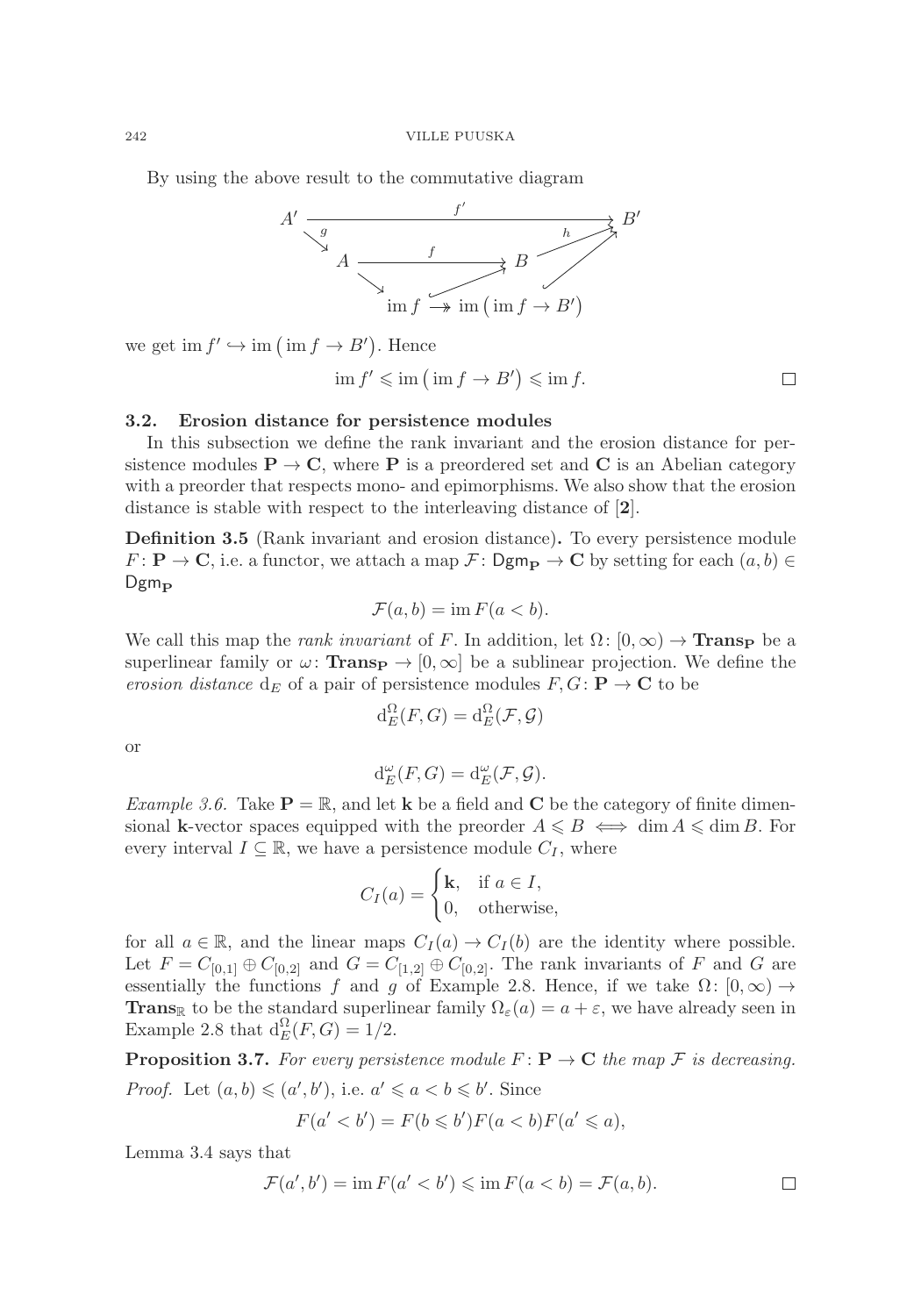By using the above result to the commutative diagram

$$\begin{array}{ccccc} A' & & \xrightarrow{\quad f' \quad} & & B' \\ & \searrow^{g} & & {}^{h}\nearrow & \\ & A & \xrightarrow{\quad f \quad} & B & \\ & & \searrow \quad \nearrow & & \\ & & \operatorname{im} f \twoheadrightarrow \operatorname{im}\big(\operatorname{im} f \to B'\big) & & \end{array}$$

we get $\operatorname{im} f' \hookrightarrow \operatorname{im}\big(\operatorname{im} f \to B'\big)$. Hence

$$\operatorname{im} f' \leqslant \operatorname{im}\big(\operatorname{im} f \to B'\big) \leqslant \operatorname{im} f. \qquad \square$$

### 3.2. Erosion distance for persistence modules

In this subsection we define the rank invariant and the erosion distance for persistence modules $\mathbf{P} \to \mathbf{C}$, where $\mathbf{P}$ is a preordered set and $\mathbf{C}$ is an Abelian category with a preorder that respects mono- and epimorphisms. We also show that the erosion distance is stable with respect to the interleaving distance of [**2**].

**Definition 3.5** (Rank invariant and erosion distance)**.** To every persistence module $F\colon \mathbf{P} \to \mathbf{C}$, i.e. a functor, we attach a map $\mathcal{F}\colon \mathsf{Dgm}_{\mathbf{P}} \to \mathbf{C}$ by setting for each $(a, b) \in \mathsf{Dgm}_{\mathbf{P}}$

$$\mathcal{F}(a, b) = \operatorname{im} F(a < b).$$

We call this map the *rank invariant* of $F$. In addition, let $\Omega\colon [0, \infty) \to \mathbf{Trans}_{\mathbf{P}}$ be a superlinear family or $\omega\colon \mathbf{Trans}_{\mathbf{P}} \to [0, \infty]$ be a sublinear projection. We define the *erosion distance* $\mathrm{d}_E$ of a pair of persistence modules $F, G\colon \mathbf{P} \to \mathbf{C}$ to be

$$\mathrm{d}_E^{\Omega}(F, G) = \mathrm{d}_E^{\Omega}(\mathcal{F}, \mathcal{G})$$

or

$$\mathrm{d}_E^{\omega}(F, G) = \mathrm{d}_E^{\omega}(\mathcal{F}, \mathcal{G}).$$

*Example 3.6.* Take $\mathbf{P} = \mathbb{R}$, and let $\mathbf{k}$ be a field and $\mathbf{C}$ be the category of finite dimensional $\mathbf{k}$-vector spaces equipped with the preorder $A \leqslant B \iff \dim A \leqslant \dim B$. For every interval $I \subseteq \mathbb{R}$, we have a persistence module $C_I$, where

$$C_I(a) = \begin{cases} \mathbf{k}, & \text{if } a \in I, \\ 0, & \text{otherwise,} \end{cases}$$

for all $a \in \mathbb{R}$, and the linear maps $C_I(a) \to C_I(b)$ are the identity where possible. Let $F = C_{[0,1]} \oplus C_{[0,2]}$ and $G = C_{[1,2]} \oplus C_{[0,2]}$. The rank invariants of $F$ and $G$ are essentially the functions $f$ and $g$ of Example 2.8. Hence, if we take $\Omega\colon [0, \infty) \to \mathbf{Trans}_{\mathbb{R}}$ to be the standard superlinear family $\Omega_\varepsilon(a) = a + \varepsilon$, we have already seen in Example 2.8 that $\mathrm{d}_E^{\Omega}(F, G) = 1/2$.

**Proposition 3.7.** *For every persistence module $F\colon \mathbf{P} \to \mathbf{C}$ the map $\mathcal{F}$ is decreasing.*

*Proof.* Let $(a, b) \leqslant (a', b')$, i.e. $a' \leqslant a < b \leqslant b'$. Since

$$F(a' < b') = F(b \leqslant b')F(a < b)F(a' \leqslant a),$$

Lemma 3.4 says that

$$\mathcal{F}(a', b') = \operatorname{im} F(a' < b') \leqslant \operatorname{im} F(a < b) = \mathcal{F}(a, b). \qquad \square$$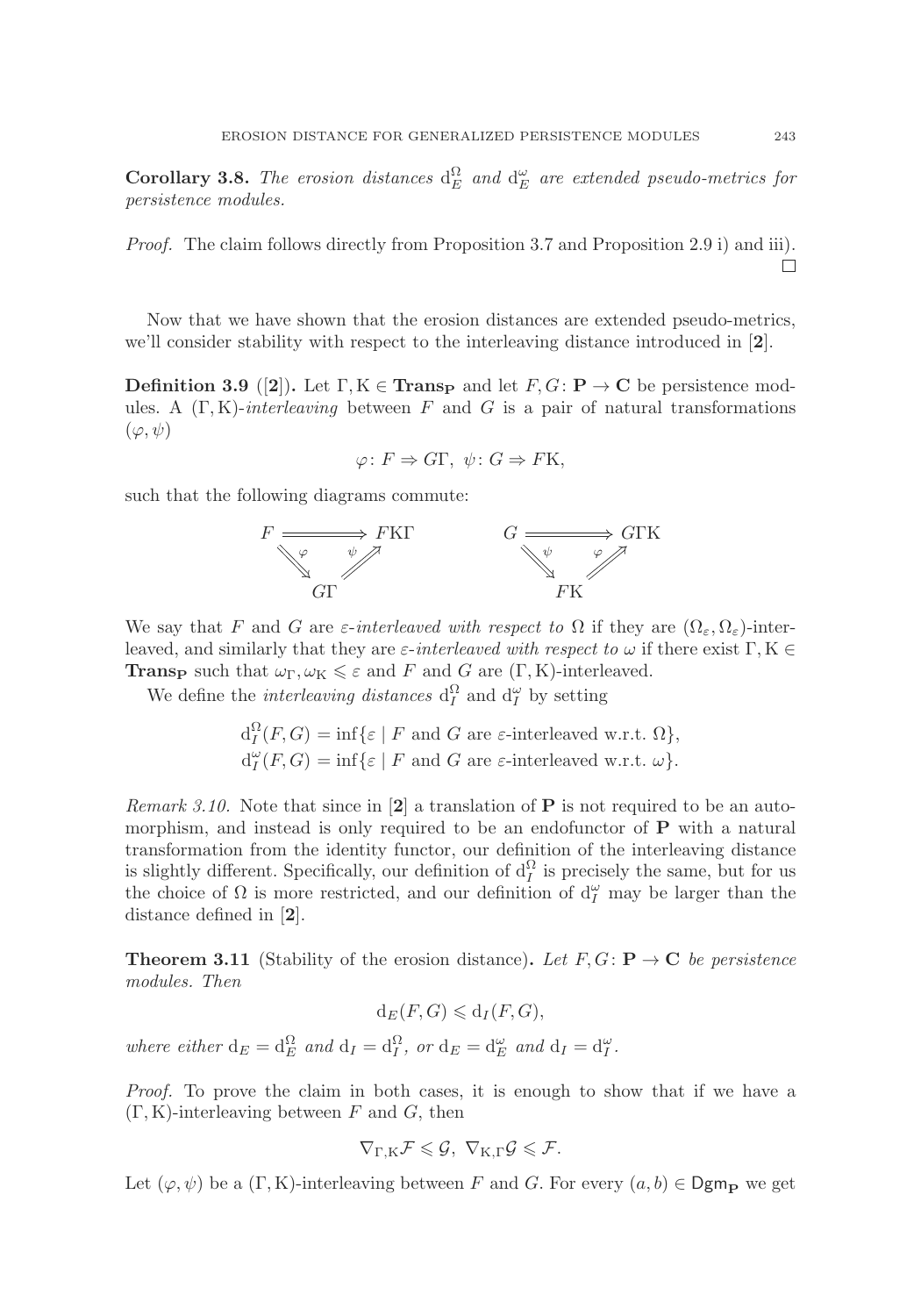**Corollary 3.8.** *The erosion distances* $\mathrm{d}_E^\Omega$ *and* $\mathrm{d}_E^\omega$ *are extended pseudo-metrics for persistence modules.*

*Proof.* The claim follows directly from Proposition 3.7 and Proposition 2.9 i) and iii). $\square$

Now that we have shown that the erosion distances are extended pseudo-metrics, we'll consider stability with respect to the interleaving distance introduced in [**2**].

**Definition 3.9** ([**2**])**.** Let $\Gamma, \mathrm{K} \in \mathbf{Trans_P}$ and let $F, G\colon \mathbf{P} \to \mathbf{C}$ be persistence modules. A $(\Gamma, \mathrm{K})$-*interleaving* between $F$ and $G$ is a pair of natural transformations $(\varphi, \psi)$

$$\varphi\colon F \Rightarrow G\Gamma,\ \ \psi\colon G \Rightarrow F\mathrm{K},$$

such that the following diagrams commute:

$$\begin{array}{ccc} F & \Longrightarrow & F\mathrm{K}\Gamma \\ & \searrow_{\varphi} \quad {}_{\psi}\nearrow & \\ & G\Gamma & \end{array} \qquad \begin{array}{ccc} G & \Longrightarrow & G\Gamma\mathrm{K} \\ & \searrow_{\psi} \quad {}_{\varphi}\nearrow & \\ & F\mathrm{K} & \end{array}$$

We say that $F$ and $G$ are $\varepsilon$-*interleaved with respect to* $\Omega$ if they are $(\Omega_\varepsilon, \Omega_\varepsilon)$-interleaved, and similarly that they are $\varepsilon$-*interleaved with respect to* $\omega$ if there exist $\Gamma, \mathrm{K} \in \mathbf{Trans_P}$ such that $\omega_\Gamma, \omega_\mathrm{K} \leqslant \varepsilon$ and $F$ and $G$ are $(\Gamma, \mathrm{K})$-interleaved.

We define the *interleaving distances* $\mathrm{d}_I^\Omega$ and $\mathrm{d}_I^\omega$ by setting

$$\mathrm{d}_I^\Omega(F, G) = \inf\{\varepsilon \mid F \text{ and } G \text{ are } \varepsilon\text{-interleaved w.r.t. } \Omega\},$$
$$\mathrm{d}_I^\omega(F, G) = \inf\{\varepsilon \mid F \text{ and } G \text{ are } \varepsilon\text{-interleaved w.r.t. } \omega\}.$$

*Remark 3.10.* Note that since in [**2**] a translation of $\mathbf{P}$ is not required to be an automorphism, and instead is only required to be an endofunctor of $\mathbf{P}$ with a natural transformation from the identity functor, our definition of the interleaving distance is slightly different. Specifically, our definition of $\mathrm{d}_I^\Omega$ is precisely the same, but for us the choice of $\Omega$ is more restricted, and our definition of $\mathrm{d}_I^\omega$ may be larger than the distance defined in [**2**].

**Theorem 3.11** (Stability of the erosion distance)**.** *Let* $F, G\colon \mathbf{P} \to \mathbf{C}$ *be persistence modules. Then*

$$\mathrm{d}_E(F, G) \leqslant \mathrm{d}_I(F, G),$$

*where either* $\mathrm{d}_E = \mathrm{d}_E^\Omega$ *and* $\mathrm{d}_I = \mathrm{d}_I^\Omega$*, or* $\mathrm{d}_E = \mathrm{d}_E^\omega$ *and* $\mathrm{d}_I = \mathrm{d}_I^\omega$.

*Proof.* To prove the claim in both cases, it is enough to show that if we have a $(\Gamma, \mathrm{K})$-interleaving between $F$ and $G$, then

$$\nabla_{\Gamma,\mathrm{K}}\mathcal{F} \leqslant \mathcal{G},\ \ \nabla_{\mathrm{K},\Gamma}\mathcal{G} \leqslant \mathcal{F}.$$

Let $(\varphi, \psi)$ be a $(\Gamma, \mathrm{K})$-interleaving between $F$ and $G$. For every $(a, b) \in \mathsf{Dgm}_\mathbf{P}$ we get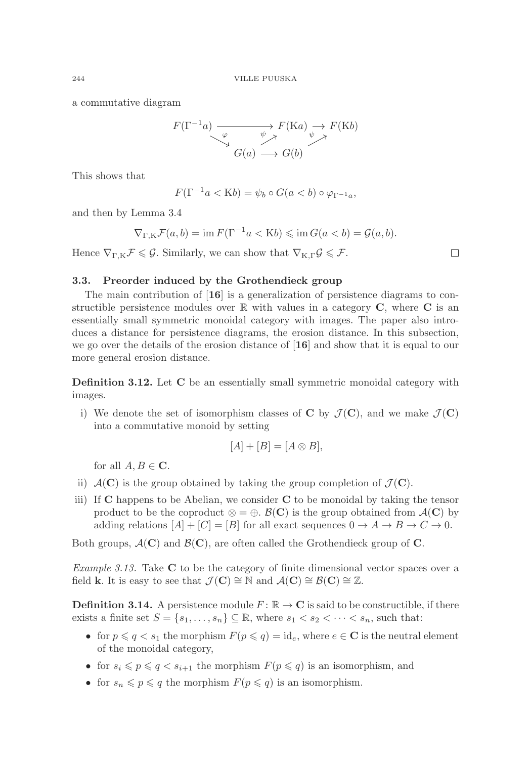a commutative diagram

$$\begin{array}{ccccc} F(\Gamma^{-1}a) & \xrightarrow{\qquad\qquad} & F(\mathrm{K}a) & \longrightarrow & F(\mathrm{K}b) \\ & \searrow^{\varphi} & \nearrow_{\psi} & & \nearrow_{\psi} \\ & & G(a) & \longrightarrow & G(b) \end{array}$$

This shows that

$$F(\Gamma^{-1}a < \mathrm{K}b) = \psi_b \circ G(a < b) \circ \varphi_{\Gamma^{-1}a},$$

and then by Lemma 3.4

$$\nabla_{\Gamma,\mathrm{K}}\mathcal{F}(a,b) = \operatorname{im} F(\Gamma^{-1}a < \mathrm{K}b) \leqslant \operatorname{im} G(a < b) = \mathcal{G}(a,b).$$

Hence $\nabla_{\Gamma,\mathrm{K}}\mathcal{F} \leqslant \mathcal{G}$. Similarly, we can show that $\nabla_{\mathrm{K},\Gamma}\mathcal{G} \leqslant \mathcal{F}$. □

### 3.3. Preorder induced by the Grothendieck group

The main contribution of [**16**] is a generalization of persistence diagrams to constructible persistence modules over $\mathbb{R}$ with values in a category $\mathbf{C}$, where $\mathbf{C}$ is an essentially small symmetric monoidal category with images. The paper also introduces a distance for persistence diagrams, the erosion distance. In this subsection, we go over the details of the erosion distance of [**16**] and show that it is equal to our more general erosion distance.

**Definition 3.12.** Let $\mathbf{C}$ be an essentially small symmetric monoidal category with images.

i) We denote the set of isomorphism classes of $\mathbf{C}$ by $\mathcal{J}(\mathbf{C})$, and we make $\mathcal{J}(\mathbf{C})$ into a commutative monoid by setting

$$[A] + [B] = [A \otimes B],$$

for all $A, B \in \mathbf{C}$.

ii) $\mathcal{A}(\mathbf{C})$ is the group obtained by taking the group completion of $\mathcal{J}(\mathbf{C})$.

iii) If $\mathbf{C}$ happens to be Abelian, we consider $\mathbf{C}$ to be monoidal by taking the tensor product to be the coproduct $\otimes = \oplus$. $\mathcal{B}(\mathbf{C})$ is the group obtained from $\mathcal{A}(\mathbf{C})$ by adding relations $[A] + [C] = [B]$ for all exact sequences $0 \to A \to B \to C \to 0$.

Both groups, $\mathcal{A}(\mathbf{C})$ and $\mathcal{B}(\mathbf{C})$, are often called the Grothendieck group of $\mathbf{C}$.

*Example 3.13.* Take $\mathbf{C}$ to be the category of finite dimensional vector spaces over a field $\mathbf{k}$. It is easy to see that $\mathcal{J}(\mathbf{C}) \cong \mathbb{N}$ and $\mathcal{A}(\mathbf{C}) \cong \mathcal{B}(\mathbf{C}) \cong \mathbb{Z}$.

**Definition 3.14.** A persistence module $F\colon \mathbb{R} \to \mathbf{C}$ is said to be constructible, if there exists a finite set $S = \{s_1, \ldots, s_n\} \subseteq \mathbb{R}$, where $s_1 < s_2 < \cdots < s_n$, such that:

- for $p \leqslant q < s_1$ the morphism $F(p \leqslant q) = \mathrm{id}_e$, where $e \in \mathbf{C}$ is the neutral element of the monoidal category,
- for $s_i \leqslant p \leqslant q < s_{i+1}$ the morphism $F(p \leqslant q)$ is an isomorphism, and
- for $s_n \leqslant p \leqslant q$ the morphism $F(p \leqslant q)$ is an isomorphism.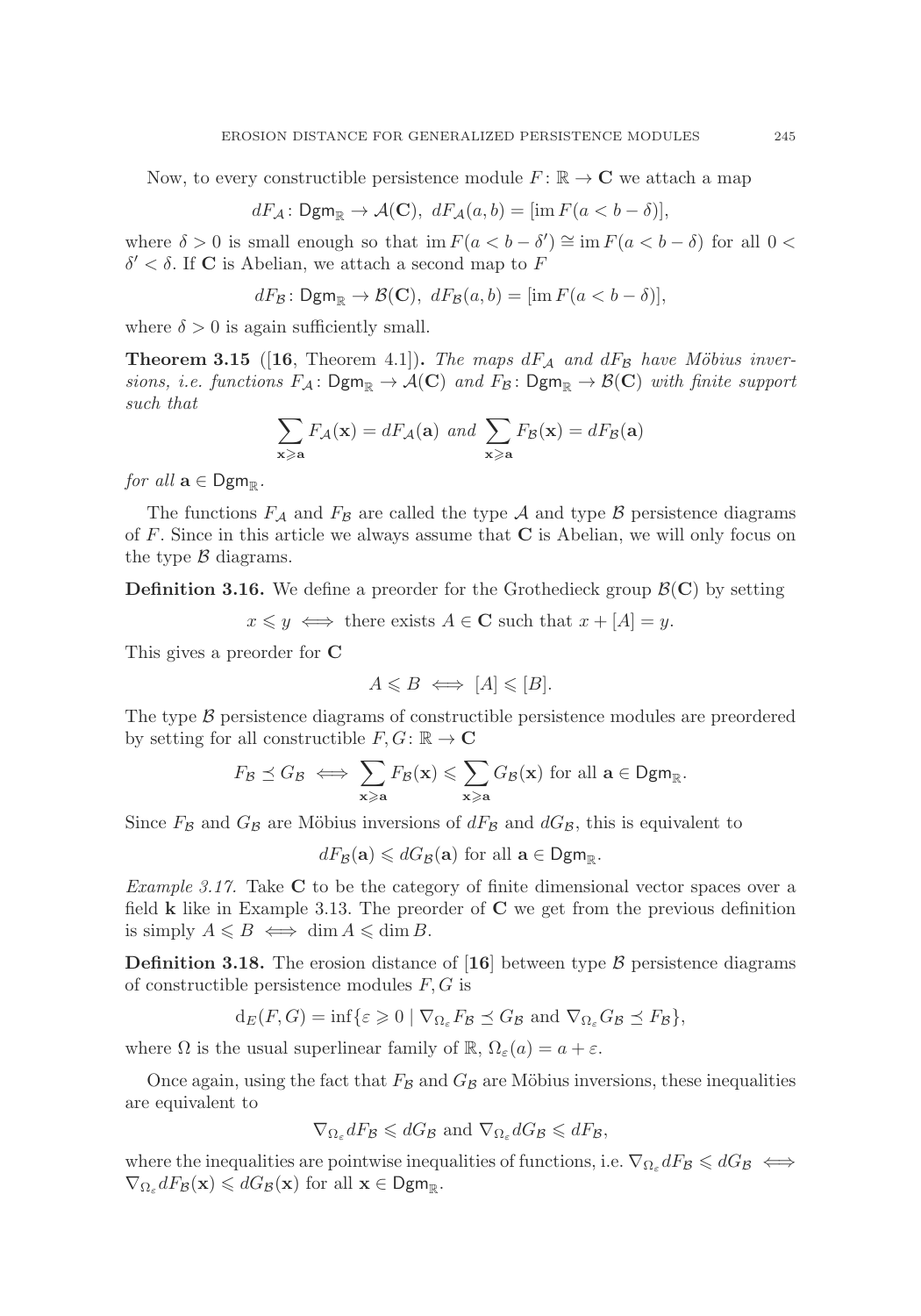Now, to every constructible persistence module $F: \mathbb{R} \to \mathbf{C}$ we attach a map

$$dF_{\mathcal{A}}: \mathsf{Dgm}_{\mathbb{R}} \to \mathcal{A}(\mathbf{C}),\ dF_{\mathcal{A}}(a,b) = [\operatorname{im} F(a < b - \delta)],$$

where $\delta > 0$ is small enough so that $\operatorname{im} F(a < b - \delta') \cong \operatorname{im} F(a < b - \delta)$ for all $0 < \delta' < \delta$. If $\mathbf{C}$ is Abelian, we attach a second map to $F$

$$dF_{\mathcal{B}}: \mathsf{Dgm}_{\mathbb{R}} \to \mathcal{B}(\mathbf{C}),\ dF_{\mathcal{B}}(a,b) = [\operatorname{im} F(a < b - \delta)],$$

where $\delta > 0$ is again sufficiently small.

**Theorem 3.15** ([**16**, Theorem 4.1])**.** *The maps $dF_{\mathcal{A}}$ and $dF_{\mathcal{B}}$ have Möbius inversions, i.e. functions $F_{\mathcal{A}}: \mathsf{Dgm}_{\mathbb{R}} \to \mathcal{A}(\mathbf{C})$ and $F_{\mathcal{B}}: \mathsf{Dgm}_{\mathbb{R}} \to \mathcal{B}(\mathbf{C})$ with finite support such that*

$$\sum_{\mathbf{x} \geqslant \mathbf{a}} F_{\mathcal{A}}(\mathbf{x}) = dF_{\mathcal{A}}(\mathbf{a}) \text{ and } \sum_{\mathbf{x} \geqslant \mathbf{a}} F_{\mathcal{B}}(\mathbf{x}) = dF_{\mathcal{B}}(\mathbf{a})$$

*for all $\mathbf{a} \in \mathsf{Dgm}_{\mathbb{R}}$.*

The functions $F_{\mathcal{A}}$ and $F_{\mathcal{B}}$ are called the type $\mathcal{A}$ and type $\mathcal{B}$ persistence diagrams of $F$. Since in this article we always assume that $\mathbf{C}$ is Abelian, we will only focus on the type $\mathcal{B}$ diagrams.

**Definition 3.16.** We define a preorder for the Grothedieck group $\mathcal{B}(\mathbf{C})$ by setting

$$x \leqslant y \iff \text{there exists } A \in \mathbf{C} \text{ such that } x + [A] = y.$$

This gives a preorder for $\mathbf{C}$

$$A \leqslant B \iff [A] \leqslant [B].$$

The type $\mathcal{B}$ persistence diagrams of constructible persistence modules are preordered by setting for all constructible $F, G: \mathbb{R} \to \mathbf{C}$

$$F_{\mathcal{B}} \preceq G_{\mathcal{B}} \iff \sum_{\mathbf{x} \geqslant \mathbf{a}} F_{\mathcal{B}}(\mathbf{x}) \leqslant \sum_{\mathbf{x} \geqslant \mathbf{a}} G_{\mathcal{B}}(\mathbf{x}) \text{ for all } \mathbf{a} \in \mathsf{Dgm}_{\mathbb{R}}.$$

Since $F_{\mathcal{B}}$ and $G_{\mathcal{B}}$ are Möbius inversions of $dF_{\mathcal{B}}$ and $dG_{\mathcal{B}}$, this is equivalent to

$$dF_{\mathcal{B}}(\mathbf{a}) \leqslant dG_{\mathcal{B}}(\mathbf{a}) \text{ for all } \mathbf{a} \in \mathsf{Dgm}_{\mathbb{R}}.$$

*Example 3.17.* Take $\mathbf{C}$ to be the category of finite dimensional vector spaces over a field $\mathbf{k}$ like in Example 3.13. The preorder of $\mathbf{C}$ we get from the previous definition is simply $A \leqslant B \iff \dim A \leqslant \dim B$.

**Definition 3.18.** The erosion distance of [**16**] between type $\mathcal{B}$ persistence diagrams of constructible persistence modules $F, G$ is

$$\mathrm{d}_E(F, G) = \inf\{\varepsilon \geqslant 0 \mid \nabla_{\Omega_\varepsilon} F_{\mathcal{B}} \preceq G_{\mathcal{B}} \text{ and } \nabla_{\Omega_\varepsilon} G_{\mathcal{B}} \preceq F_{\mathcal{B}}\},$$

where $\Omega$ is the usual superlinear family of $\mathbb{R}$, $\Omega_\varepsilon(a) = a + \varepsilon$.

Once again, using the fact that $F_{\mathcal{B}}$ and $G_{\mathcal{B}}$ are Möbius inversions, these inequalities are equivalent to

$$\nabla_{\Omega_\varepsilon} dF_{\mathcal{B}} \leqslant dG_{\mathcal{B}} \text{ and } \nabla_{\Omega_\varepsilon} dG_{\mathcal{B}} \leqslant dF_{\mathcal{B}},$$

where the inequalities are pointwise inequalities of functions, i.e. $\nabla_{\Omega_\varepsilon} dF_{\mathcal{B}} \leqslant dG_{\mathcal{B}} \iff \nabla_{\Omega_\varepsilon} dF_{\mathcal{B}}(\mathbf{x}) \leqslant dG_{\mathcal{B}}(\mathbf{x})$ for all $\mathbf{x} \in \mathsf{Dgm}_{\mathbb{R}}$.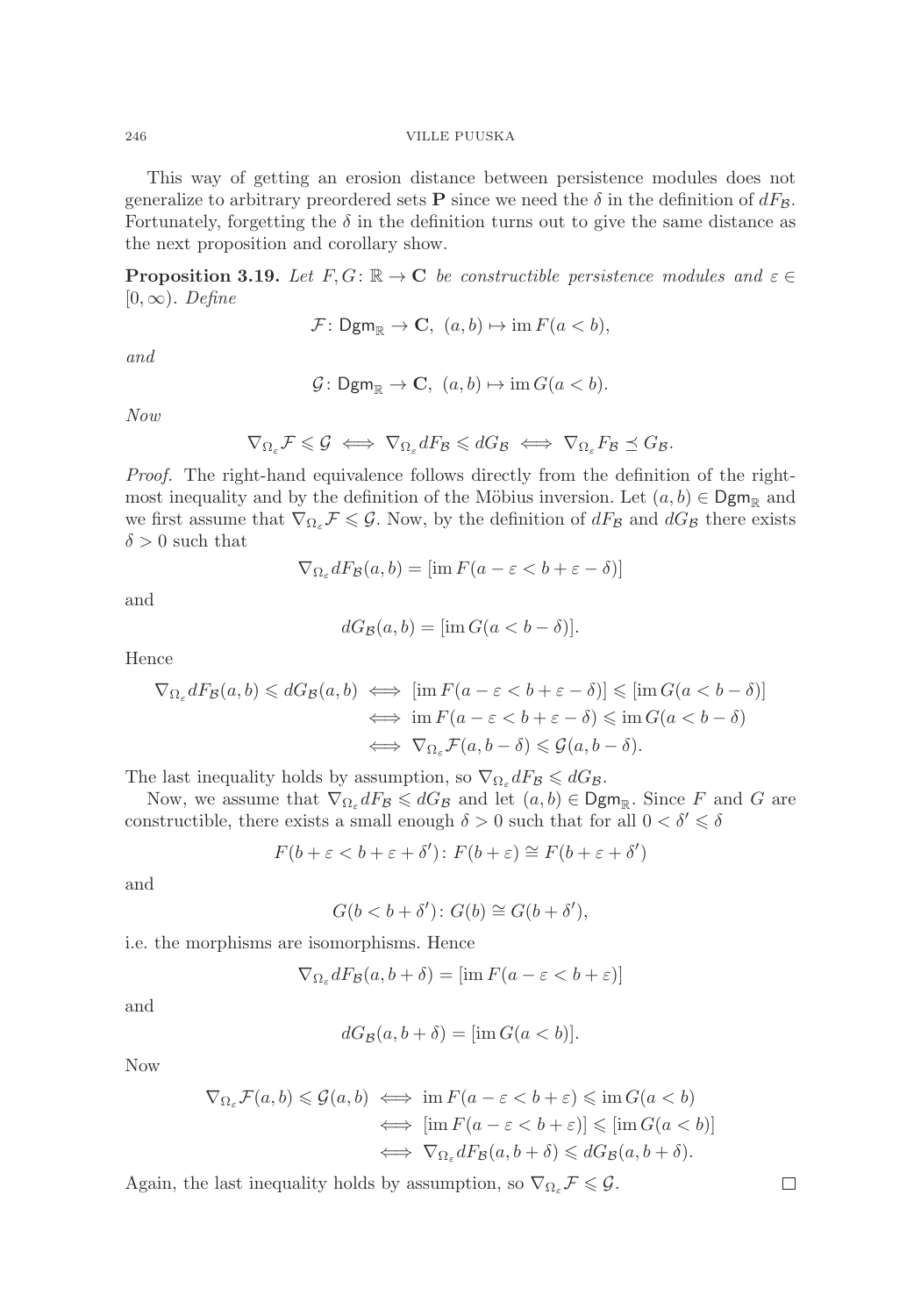This way of getting an erosion distance between persistence modules does not generalize to arbitrary preordered sets $\mathbf{P}$ since we need the $\delta$ in the definition of $dF_{\mathcal{B}}$. Fortunately, forgetting the $\delta$ in the definition turns out to give the same distance as the next proposition and corollary show.

**Proposition 3.19.** *Let $F, G\colon \mathbb{R} \to \mathbf{C}$ be constructible persistence modules and $\varepsilon \in [0, \infty)$. Define*

$$\mathcal{F}\colon \mathsf{Dgm}_{\mathbb{R}} \to \mathbf{C},\ (a, b) \mapsto \operatorname{im} F(a < b),$$

*and*

$$\mathcal{G}\colon \mathsf{Dgm}_{\mathbb{R}} \to \mathbf{C},\ (a, b) \mapsto \operatorname{im} G(a < b).$$

*Now*

$$\nabla_{\Omega_\varepsilon} \mathcal{F} \leqslant \mathcal{G} \iff \nabla_{\Omega_\varepsilon} dF_{\mathcal{B}} \leqslant dG_{\mathcal{B}} \iff \nabla_{\Omega_\varepsilon} F_{\mathcal{B}} \preceq G_{\mathcal{B}}.$$

*Proof.* The right-hand equivalence follows directly from the definition of the right-most inequality and by the definition of the Möbius inversion. Let $(a, b) \in \mathsf{Dgm}_{\mathbb{R}}$ and we first assume that $\nabla_{\Omega_\varepsilon} \mathcal{F} \leqslant \mathcal{G}$. Now, by the definition of $dF_{\mathcal{B}}$ and $dG_{\mathcal{B}}$ there exists $\delta > 0$ such that

$$\nabla_{\Omega_\varepsilon} dF_{\mathcal{B}}(a, b) = [\operatorname{im} F(a - \varepsilon < b + \varepsilon - \delta)]$$

and

$$dG_{\mathcal{B}}(a, b) = [\operatorname{im} G(a < b - \delta)].$$

Hence

$$\begin{aligned}
\nabla_{\Omega_\varepsilon} dF_{\mathcal{B}}(a, b) \leqslant dG_{\mathcal{B}}(a, b) &\iff [\operatorname{im} F(a - \varepsilon < b + \varepsilon - \delta)] \leqslant [\operatorname{im} G(a < b - \delta)] \\
&\iff \operatorname{im} F(a - \varepsilon < b + \varepsilon - \delta) \leqslant \operatorname{im} G(a < b - \delta) \\
&\iff \nabla_{\Omega_\varepsilon} \mathcal{F}(a, b - \delta) \leqslant \mathcal{G}(a, b - \delta).
\end{aligned}$$

The last inequality holds by assumption, so $\nabla_{\Omega_\varepsilon} dF_{\mathcal{B}} \leqslant dG_{\mathcal{B}}$.

Now, we assume that $\nabla_{\Omega_\varepsilon} dF_{\mathcal{B}} \leqslant dG_{\mathcal{B}}$ and let $(a, b) \in \mathsf{Dgm}_{\mathbb{R}}$. Since $F$ and $G$ are constructible, there exists a small enough $\delta > 0$ such that for all $0 < \delta' \leqslant \delta$

$$F(b + \varepsilon < b + \varepsilon + \delta')\colon F(b + \varepsilon) \cong F(b + \varepsilon + \delta')$$

and

$$G(b < b + \delta')\colon G(b) \cong G(b + \delta'),$$

i.e. the morphisms are isomorphisms. Hence

$$\nabla_{\Omega_\varepsilon} dF_{\mathcal{B}}(a, b + \delta) = [\operatorname{im} F(a - \varepsilon < b + \varepsilon)]$$

and

$$dG_{\mathcal{B}}(a, b + \delta) = [\operatorname{im} G(a < b)].$$

Now

$$\begin{aligned}
\nabla_{\Omega_\varepsilon} \mathcal{F}(a, b) \leqslant \mathcal{G}(a, b) &\iff \operatorname{im} F(a - \varepsilon < b + \varepsilon) \leqslant \operatorname{im} G(a < b) \\
&\iff [\operatorname{im} F(a - \varepsilon < b + \varepsilon)] \leqslant [\operatorname{im} G(a < b)] \\
&\iff \nabla_{\Omega_\varepsilon} dF_{\mathcal{B}}(a, b + \delta) \leqslant dG_{\mathcal{B}}(a, b + \delta).
\end{aligned}$$

Again, the last inequality holds by assumption, so $\nabla_{\Omega_\varepsilon} \mathcal{F} \leqslant \mathcal{G}$. $\square$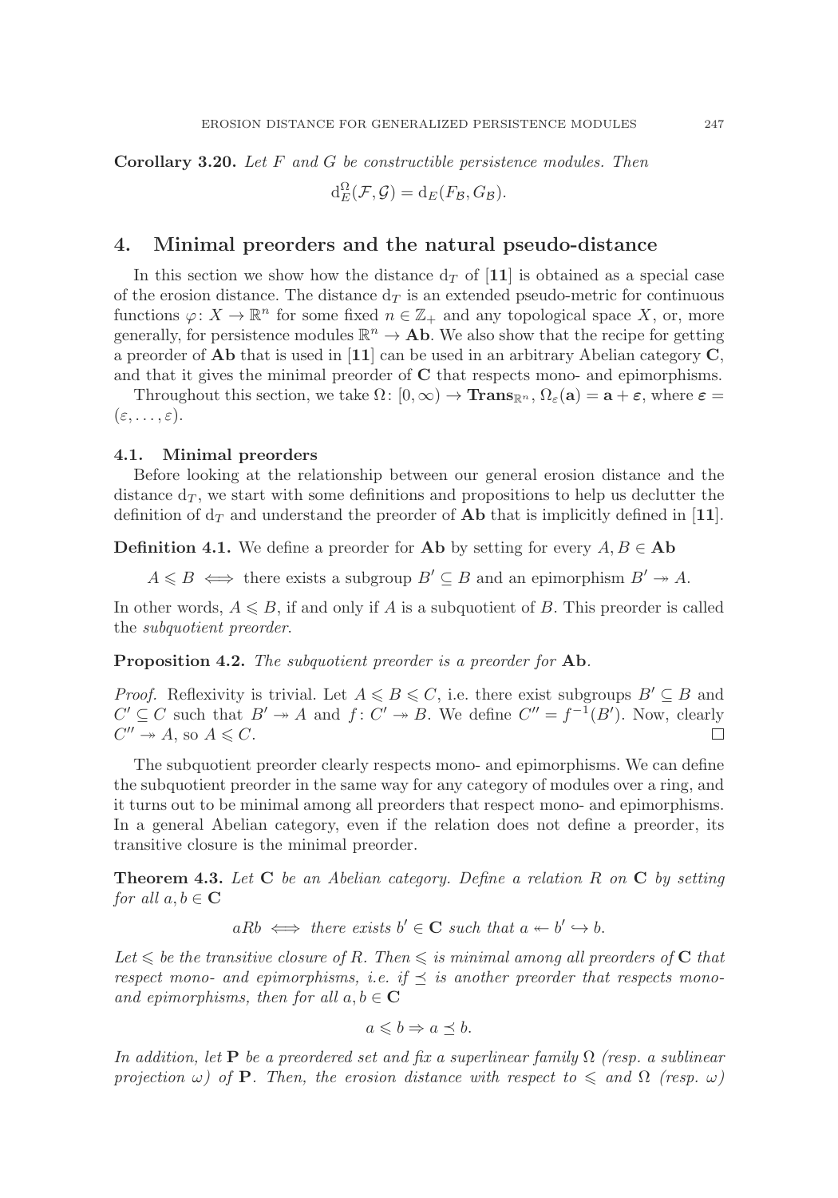**Corollary 3.20.** *Let $F$ and $G$ be constructible persistence modules. Then*

$$\mathrm{d}_E^{\Omega}(\mathcal{F}, \mathcal{G}) = \mathrm{d}_E(F_{\mathcal{B}}, G_{\mathcal{B}}).$$

## 4. Minimal preorders and the natural pseudo-distance

In this section we show how the distance $\mathrm{d}_T$ of [**11**] is obtained as a special case of the erosion distance. The distance $\mathrm{d}_T$ is an extended pseudo-metric for continuous functions $\varphi\colon X \to \mathbb{R}^n$ for some fixed $n \in \mathbb{Z}_+$ and any topological space $X$, or, more generally, for persistence modules $\mathbb{R}^n \to \mathbf{Ab}$. We also show that the recipe for getting a preorder of $\mathbf{Ab}$ that is used in [**11**] can be used in an arbitrary Abelian category $\mathbf{C}$, and that it gives the minimal preorder of $\mathbf{C}$ that respects mono- and epimorphisms.

Throughout this section, we take $\Omega\colon [0,\infty) \to \mathbf{Trans}_{\mathbb{R}^n}$, $\Omega_\varepsilon(\mathbf{a}) = \mathbf{a} + \boldsymbol{\varepsilon}$, where $\boldsymbol{\varepsilon} = (\varepsilon, \ldots, \varepsilon)$.

### 4.1. Minimal preorders

Before looking at the relationship between our general erosion distance and the distance $\mathrm{d}_T$, we start with some definitions and propositions to help us declutter the definition of $\mathrm{d}_T$ and understand the preorder of $\mathbf{Ab}$ that is implicitly defined in [**11**].

**Definition 4.1.** We define a preorder for $\mathbf{Ab}$ by setting for every $A, B \in \mathbf{Ab}$

$$A \leqslant B \iff \text{there exists a subgroup } B' \subseteq B \text{ and an epimorphism } B' \twoheadrightarrow A.$$

In other words, $A \leqslant B$, if and only if $A$ is a subquotient of $B$. This preorder is called the *subquotient preorder*.

**Proposition 4.2.** *The subquotient preorder is a preorder for* $\mathbf{Ab}$.

*Proof.* Reflexivity is trivial. Let $A \leqslant B \leqslant C$, i.e. there exist subgroups $B' \subseteq B$ and $C' \subseteq C$ such that $B' \twoheadrightarrow A$ and $f\colon C' \twoheadrightarrow B$. We define $C'' = f^{-1}(B')$. Now, clearly $C'' \twoheadrightarrow A$, so $A \leqslant C$. □

The subquotient preorder clearly respects mono- and epimorphisms. We can define the subquotient preorder in the same way for any category of modules over a ring, and it turns out to be minimal among all preorders that respect mono- and epimorphisms. In a general Abelian category, even if the relation does not define a preorder, its transitive closure is the minimal preorder.

**Theorem 4.3.** *Let $\mathbf{C}$ be an Abelian category. Define a relation $R$ on $\mathbf{C}$ by setting for all $a, b \in \mathbf{C}$*

$$aRb \iff \text{there exists } b' \in \mathbf{C} \text{ such that } a \twoheadleftarrow b' \hookrightarrow b.$$

*Let $\leqslant$ be the transitive closure of $R$. Then $\leqslant$ is minimal among all preorders of $\mathbf{C}$ that respect mono- and epimorphisms, i.e. if $\preceq$ is another preorder that respects mono- and epimorphisms, then for all $a, b \in \mathbf{C}$*

$$a \leqslant b \Rightarrow a \preceq b.$$

*In addition, let $\mathbf{P}$ be a preordered set and fix a superlinear family $\Omega$ (resp. a sublinear projection $\omega$) of $\mathbf{P}$. Then, the erosion distance with respect to $\leqslant$ and $\Omega$ (resp. $\omega$)*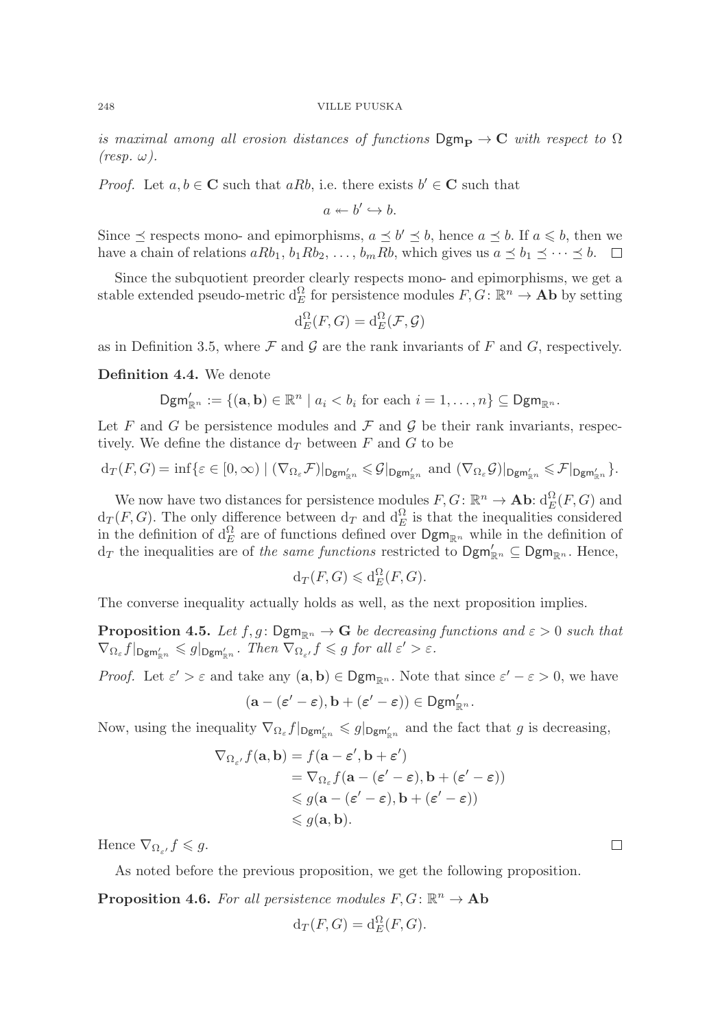*is maximal among all erosion distances of functions $\mathsf{Dgm}_{\mathbf{P}} \to \mathbf{C}$ with respect to $\Omega$ (resp. $\omega$).*

*Proof.* Let $a, b \in \mathbf{C}$ such that $aRb$, i.e. there exists $b' \in \mathbf{C}$ such that

$$a \twoheadleftarrow b' \hookrightarrow b.$$

Since $\preceq$ respects mono- and epimorphisms, $a \preceq b' \preceq b$, hence $a \preceq b$. If $a \leqslant b$, then we have a chain of relations $aRb_1$, $b_1Rb_2$, $\ldots$, $b_mRb$, which gives us $a \preceq b_1 \preceq \cdots \preceq b$. $\square$

Since the subquotient preorder clearly respects mono- and epimorphisms, we get a stable extended pseudo-metric $\mathrm{d}_E^\Omega$ for persistence modules $F, G\colon \mathbb{R}^n \to \mathbf{Ab}$ by setting

$$\mathrm{d}_E^\Omega(F, G) = \mathrm{d}_E^\Omega(\mathcal{F}, \mathcal{G})$$

as in Definition 3.5, where $\mathcal{F}$ and $\mathcal{G}$ are the rank invariants of $F$ and $G$, respectively.

**Definition 4.4.** We denote

$$\mathsf{Dgm}'_{\mathbb{R}^n} := \{(\mathbf{a}, \mathbf{b}) \in \mathbb{R}^n \mid a_i < b_i \text{ for each } i = 1, \ldots, n\} \subseteq \mathsf{Dgm}_{\mathbb{R}^n}.$$

Let $F$ and $G$ be persistence modules and $\mathcal{F}$ and $\mathcal{G}$ be their rank invariants, respectively. We define the distance $\mathrm{d}_T$ between $F$ and $G$ to be

$$\mathrm{d}_T(F, G) = \inf\{\varepsilon \in [0, \infty) \mid (\nabla_{\Omega_\varepsilon}\mathcal{F})|_{\mathsf{Dgm}'_{\mathbb{R}^n}} \leqslant \mathcal{G}|_{\mathsf{Dgm}'_{\mathbb{R}^n}} \text{ and } (\nabla_{\Omega_\varepsilon}\mathcal{G})|_{\mathsf{Dgm}'_{\mathbb{R}^n}} \leqslant \mathcal{F}|_{\mathsf{Dgm}'_{\mathbb{R}^n}}\}.$$

We now have two distances for persistence modules $F, G\colon \mathbb{R}^n \to \mathbf{Ab}$: $\mathrm{d}_E^\Omega(F, G)$ and $\mathrm{d}_T(F, G)$. The only difference between $\mathrm{d}_T$ and $\mathrm{d}_E^\Omega$ is that the inequalities considered in the definition of $\mathrm{d}_E^\Omega$ are of functions defined over $\mathsf{Dgm}_{\mathbb{R}^n}$ while in the definition of $\mathrm{d}_T$ the inequalities are of *the same functions* restricted to $\mathsf{Dgm}'_{\mathbb{R}^n} \subseteq \mathsf{Dgm}_{\mathbb{R}^n}$. Hence,

$$\mathrm{d}_T(F, G) \leqslant \mathrm{d}_E^\Omega(F, G).$$

The converse inequality actually holds as well, as the next proposition implies.

**Proposition 4.5.** *Let $f, g\colon \mathsf{Dgm}_{\mathbb{R}^n} \to \mathbf{G}$ be decreasing functions and $\varepsilon > 0$ such that $\nabla_{\Omega_\varepsilon} f|_{\mathsf{Dgm}'_{\mathbb{R}^n}} \leqslant g|_{\mathsf{Dgm}'_{\mathbb{R}^n}}$. Then $\nabla_{\Omega_{\varepsilon'}} f \leqslant g$ for all $\varepsilon' > \varepsilon$.*

*Proof.* Let $\varepsilon' > \varepsilon$ and take any $(\mathbf{a}, \mathbf{b}) \in \mathsf{Dgm}_{\mathbb{R}^n}$. Note that since $\varepsilon' - \varepsilon > 0$, we have

$$(\mathbf{a} - (\boldsymbol{\varepsilon}' - \boldsymbol{\varepsilon}), \mathbf{b} + (\boldsymbol{\varepsilon}' - \boldsymbol{\varepsilon})) \in \mathsf{Dgm}'_{\mathbb{R}^n}.$$

Now, using the inequality $\nabla_{\Omega_\varepsilon} f|_{\mathsf{Dgm}'_{\mathbb{R}^n}} \leqslant g|_{\mathsf{Dgm}'_{\mathbb{R}^n}}$ and the fact that $g$ is decreasing,

$$\begin{aligned}
\nabla_{\Omega_{\varepsilon'}} f(\mathbf{a}, \mathbf{b}) &= f(\mathbf{a} - \boldsymbol{\varepsilon}', \mathbf{b} + \boldsymbol{\varepsilon}') \\
&= \nabla_{\Omega_\varepsilon} f(\mathbf{a} - (\boldsymbol{\varepsilon}' - \boldsymbol{\varepsilon}), \mathbf{b} + (\boldsymbol{\varepsilon}' - \boldsymbol{\varepsilon})) \\
&\leqslant g(\mathbf{a} - (\boldsymbol{\varepsilon}' - \boldsymbol{\varepsilon}), \mathbf{b} + (\boldsymbol{\varepsilon}' - \boldsymbol{\varepsilon})) \\
&\leqslant g(\mathbf{a}, \mathbf{b}).
\end{aligned}$$

Hence $\nabla_{\Omega_{\varepsilon'}} f \leqslant g$. $\square$

As noted before the previous proposition, we get the following proposition.

**Proposition 4.6.** *For all persistence modules $F, G\colon \mathbb{R}^n \to \mathbf{Ab}$*

$$\mathrm{d}_T(F, G) = \mathrm{d}_E^\Omega(F, G).$$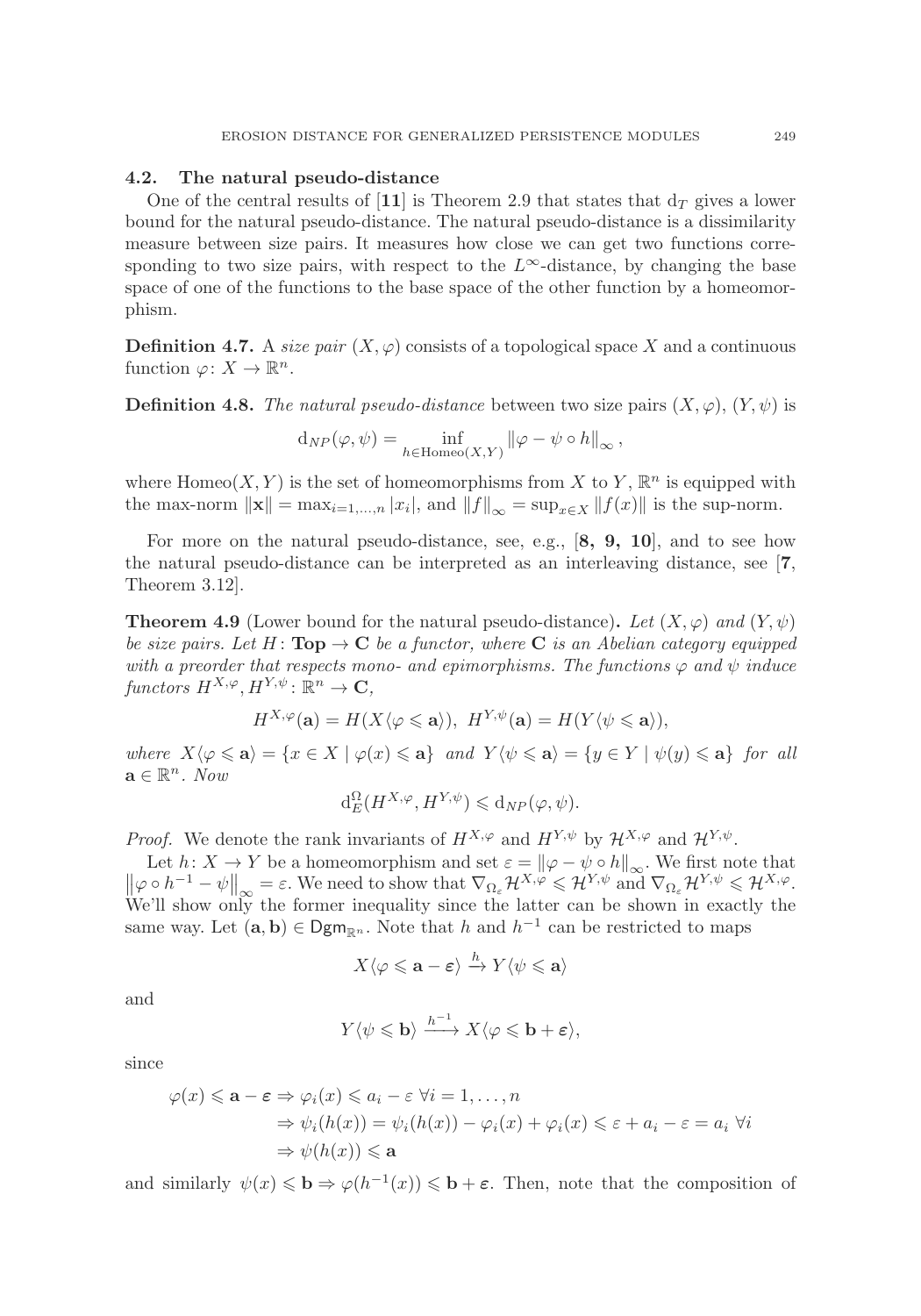### 4.2. The natural pseudo-distance

One of the central results of [**11**] is Theorem 2.9 that states that $\mathrm{d}_T$ gives a lower bound for the natural pseudo-distance. The natural pseudo-distance is a dissimilarity measure between size pairs. It measures how close we can get two functions corresponding to two size pairs, with respect to the $L^\infty$-distance, by changing the base space of one of the functions to the base space of the other function by a homeomorphism.

**Definition 4.7.** A *size pair* $(X, \varphi)$ consists of a topological space $X$ and a continuous function $\varphi\colon X \to \mathbb{R}^n$.

**Definition 4.8.** *The natural pseudo-distance* between two size pairs $(X, \varphi)$, $(Y, \psi)$ is

$$\mathrm{d}_{NP}(\varphi, \psi) = \inf_{h \in \mathrm{Homeo}(X,Y)} \|\varphi - \psi \circ h\|_\infty ,$$

where $\mathrm{Homeo}(X, Y)$ is the set of homeomorphisms from $X$ to $Y$, $\mathbb{R}^n$ is equipped with the max-norm $\|\mathbf{x}\| = \max_{i=1,\ldots,n} |x_i|$, and $\|f\|_\infty = \sup_{x \in X} \|f(x)\|$ is the sup-norm.

For more on the natural pseudo-distance, see, e.g., [**8, 9, 10**], and to see how the natural pseudo-distance can be interpreted as an interleaving distance, see [**7**, Theorem 3.12].

**Theorem 4.9** (Lower bound for the natural pseudo-distance)**.** *Let $(X, \varphi)$ and $(Y, \psi)$ be size pairs. Let $H\colon \mathbf{Top} \to \mathbf{C}$ be a functor, where $\mathbf{C}$ is an Abelian category equipped with a preorder that respects mono- and epimorphisms. The functions $\varphi$ and $\psi$ induce functors $H^{X,\varphi}, H^{Y,\psi}\colon \mathbb{R}^n \to \mathbf{C}$,*

$$H^{X,\varphi}(\mathbf{a}) = H(X\langle \varphi \leqslant \mathbf{a}\rangle),\ \ H^{Y,\psi}(\mathbf{a}) = H(Y\langle \psi \leqslant \mathbf{a}\rangle),$$

*where $X\langle \varphi \leqslant \mathbf{a}\rangle = \{x \in X \mid \varphi(x) \leqslant \mathbf{a}\}$ and $Y\langle \psi \leqslant \mathbf{a}\rangle = \{y \in Y \mid \psi(y) \leqslant \mathbf{a}\}$ for all $\mathbf{a} \in \mathbb{R}^n$. Now*

$$\mathrm{d}_E^\Omega(H^{X,\varphi}, H^{Y,\psi}) \leqslant \mathrm{d}_{NP}(\varphi, \psi).$$

*Proof.* We denote the rank invariants of $H^{X,\varphi}$ and $H^{Y,\psi}$ by $\mathcal{H}^{X,\varphi}$ and $\mathcal{H}^{Y,\psi}$.

Let $h\colon X \to Y$ be a homeomorphism and set $\varepsilon = \|\varphi - \psi \circ h\|_\infty$. We first note that $\|\varphi \circ h^{-1} - \psi\|_\infty = \varepsilon$. We need to show that $\nabla_{\Omega_\varepsilon} \mathcal{H}^{X,\varphi} \leqslant \mathcal{H}^{Y,\psi}$ and $\nabla_{\Omega_\varepsilon} \mathcal{H}^{Y,\psi} \leqslant \mathcal{H}^{X,\varphi}$. We'll show only the former inequality since the latter can be shown in exactly the same way. Let $(\mathbf{a}, \mathbf{b}) \in \mathsf{Dgm}_{\mathbb{R}^n}$. Note that $h$ and $h^{-1}$ can be restricted to maps

$$X\langle \varphi \leqslant \mathbf{a} - \boldsymbol{\varepsilon}\rangle \xrightarrow{h} Y\langle \psi \leqslant \mathbf{a}\rangle$$

and

$$Y\langle \psi \leqslant \mathbf{b}\rangle \xrightarrow{h^{-1}} X\langle \varphi \leqslant \mathbf{b} + \boldsymbol{\varepsilon}\rangle,$$

since

$$\begin{aligned}
\varphi(x) \leqslant \mathbf{a} - \boldsymbol{\varepsilon} &\Rightarrow \varphi_i(x) \leqslant a_i - \varepsilon \ \forall i = 1, \ldots, n \\
&\Rightarrow \psi_i(h(x)) = \psi_i(h(x)) - \varphi_i(x) + \varphi_i(x) \leqslant \varepsilon + a_i - \varepsilon = a_i \ \forall i \\
&\Rightarrow \psi(h(x)) \leqslant \mathbf{a}
\end{aligned}$$

and similarly $\psi(x) \leqslant \mathbf{b} \Rightarrow \varphi(h^{-1}(x)) \leqslant \mathbf{b} + \boldsymbol{\varepsilon}$. Then, note that the composition of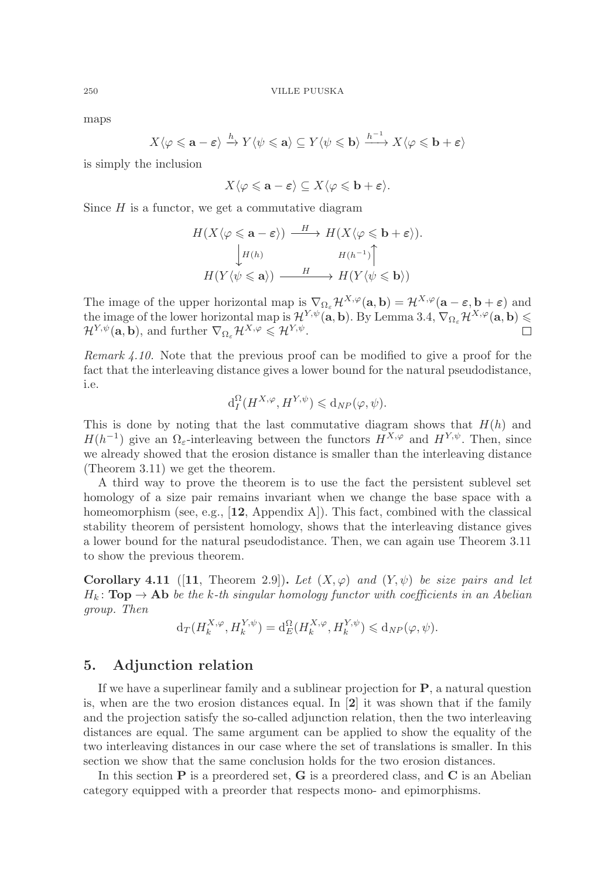maps

$$X\langle \varphi \leqslant \mathbf{a} - \boldsymbol{\varepsilon}\rangle \xrightarrow{h} Y\langle \psi \leqslant \mathbf{a}\rangle \subseteq Y\langle \psi \leqslant \mathbf{b}\rangle \xrightarrow{h^{-1}} X\langle \varphi \leqslant \mathbf{b} + \boldsymbol{\varepsilon}\rangle$$

is simply the inclusion

$$X\langle \varphi \leqslant \mathbf{a} - \boldsymbol{\varepsilon}\rangle \subseteq X\langle \varphi \leqslant \mathbf{b} + \boldsymbol{\varepsilon}\rangle.$$

Since $H$ is a functor, we get a commutative diagram

$$\begin{array}{ccc} H(X\langle \varphi \leqslant \mathbf{a} - \boldsymbol{\varepsilon}\rangle) & \xrightarrow{H} & H(X\langle \varphi \leqslant \mathbf{b} + \boldsymbol{\varepsilon}\rangle). \\ \big\downarrow H(h) & & \big\uparrow H(h^{-1}) \\ H(Y\langle \psi \leqslant \mathbf{a}\rangle) & \xrightarrow{H} & H(Y\langle \psi \leqslant \mathbf{b}\rangle) \end{array}$$

The image of the upper horizontal map is $\nabla_{\Omega_\varepsilon}\mathcal{H}^{X,\varphi}(\mathbf{a},\mathbf{b}) = \mathcal{H}^{X,\varphi}(\mathbf{a}-\boldsymbol{\varepsilon},\mathbf{b}+\boldsymbol{\varepsilon})$ and the image of the lower horizontal map is $\mathcal{H}^{Y,\psi}(\mathbf{a},\mathbf{b})$. By Lemma 3.4, $\nabla_{\Omega_\varepsilon}\mathcal{H}^{X,\varphi}(\mathbf{a},\mathbf{b}) \leqslant \mathcal{H}^{Y,\psi}(\mathbf{a},\mathbf{b})$, and further $\nabla_{\Omega_\varepsilon}\mathcal{H}^{X,\varphi} \leqslant \mathcal{H}^{Y,\psi}$. □

*Remark 4.10.* Note that the previous proof can be modified to give a proof for the fact that the interleaving distance gives a lower bound for the natural pseudodistance, i.e.

$$\mathrm{d}_I^{\Omega}(H^{X,\varphi}, H^{Y,\psi}) \leqslant \mathrm{d}_{NP}(\varphi,\psi).$$

This is done by noting that the last commutative diagram shows that $H(h)$ and $H(h^{-1})$ give an $\Omega_\varepsilon$-interleaving between the functors $H^{X,\varphi}$ and $H^{Y,\psi}$. Then, since we already showed that the erosion distance is smaller than the interleaving distance (Theorem 3.11) we get the theorem.

A third way to prove the theorem is to use the fact the persistent sublevel set homology of a size pair remains invariant when we change the base space with a homeomorphism (see, e.g., [**12**, Appendix A]). This fact, combined with the classical stability theorem of persistent homology, shows that the interleaving distance gives a lower bound for the natural pseudodistance. Then, we can again use Theorem 3.11 to show the previous theorem.

**Corollary 4.11** ([**11**, Theorem 2.9])**.** *Let $(X,\varphi)$ and $(Y,\psi)$ be size pairs and let $H_k\colon \mathbf{Top} \to \mathbf{Ab}$ be the $k$-th singular homology functor with coefficients in an Abelian group. Then*

$$\mathrm{d}_T(H_k^{X,\varphi}, H_k^{Y,\psi}) = \mathrm{d}_E^{\Omega}(H_k^{X,\varphi}, H_k^{Y,\psi}) \leqslant \mathrm{d}_{NP}(\varphi,\psi).$$

## 5. Adjunction relation

If we have a superlinear family and a sublinear projection for $\mathbf{P}$, a natural question is, when are the two erosion distances equal. In [**2**] it was shown that if the family and the projection satisfy the so-called adjunction relation, then the two interleaving distances are equal. The same argument can be applied to show the equality of the two interleaving distances in our case where the set of translations is smaller. In this section we show that the same conclusion holds for the two erosion distances.

In this section $\mathbf{P}$ is a preordered set, $\mathbf{G}$ is a preordered class, and $\mathbf{C}$ is an Abelian category equipped with a preorder that respects mono- and epimorphisms.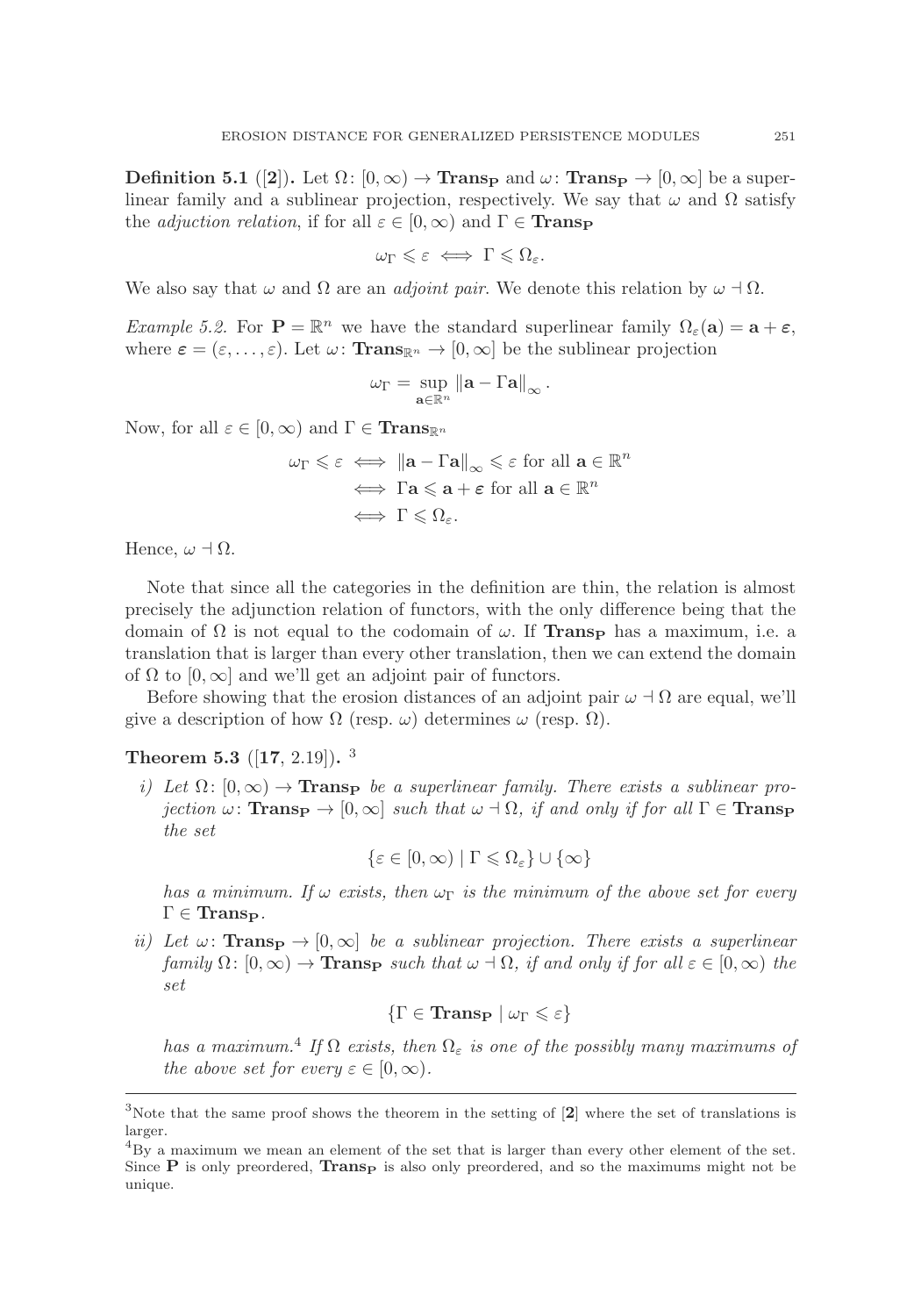**Definition 5.1** ([**2**])**.** Let $\Omega\colon [0,\infty) \to \mathbf{Trans}_\mathbf{P}$ and $\omega\colon \mathbf{Trans}_\mathbf{P} \to [0,\infty]$ be a superlinear family and a sublinear projection, respectively. We say that $\omega$ and $\Omega$ satisfy the *adjuction relation*, if for all $\varepsilon \in [0,\infty)$ and $\Gamma \in \mathbf{Trans}_\mathbf{P}$

$$\omega_\Gamma \leqslant \varepsilon \iff \Gamma \leqslant \Omega_\varepsilon.$$

We also say that $\omega$ and $\Omega$ are an *adjoint pair*. We denote this relation by $\omega \dashv \Omega$.

*Example 5.2.* For $\mathbf{P} = \mathbb{R}^n$ we have the standard superlinear family $\Omega_\varepsilon(\mathbf{a}) = \mathbf{a} + \boldsymbol{\varepsilon}$, where $\boldsymbol{\varepsilon} = (\varepsilon, \ldots, \varepsilon)$. Let $\omega\colon \mathbf{Trans}_{\mathbb{R}^n} \to [0,\infty]$ be the sublinear projection

$$\omega_\Gamma = \sup_{\mathbf{a}\in\mathbb{R}^n} \left\|\mathbf{a} - \Gamma\mathbf{a}\right\|_\infty.$$

Now, for all $\varepsilon \in [0,\infty)$ and $\Gamma \in \mathbf{Trans}_{\mathbb{R}^n}$

$$\begin{aligned}
\omega_\Gamma \leqslant \varepsilon &\iff \left\|\mathbf{a} - \Gamma\mathbf{a}\right\|_\infty \leqslant \varepsilon \text{ for all } \mathbf{a} \in \mathbb{R}^n \\
&\iff \Gamma\mathbf{a} \leqslant \mathbf{a} + \boldsymbol{\varepsilon} \text{ for all } \mathbf{a} \in \mathbb{R}^n \\
&\iff \Gamma \leqslant \Omega_\varepsilon.
\end{aligned}$$

Hence, $\omega \dashv \Omega$.

Note that since all the categories in the definition are thin, the relation is almost precisely the adjunction relation of functors, with the only difference being that the domain of $\Omega$ is not equal to the codomain of $\omega$. If $\mathbf{Trans}_\mathbf{P}$ has a maximum, i.e. a translation that is larger than every other translation, then we can extend the domain of $\Omega$ to $[0,\infty]$ and we'll get an adjoint pair of functors.

Before showing that the erosion distances of an adjoint pair $\omega \dashv \Omega$ are equal, we'll give a description of how $\Omega$ (resp. $\omega$) determines $\omega$ (resp. $\Omega$).

**Theorem 5.3** ([**17**, 2.19])**.** [3]

*i) Let $\Omega\colon [0,\infty) \to \mathbf{Trans}_\mathbf{P}$ be a superlinear family. There exists a sublinear projection $\omega\colon \mathbf{Trans}_\mathbf{P} \to [0,\infty]$ such that $\omega \dashv \Omega$, if and only if for all $\Gamma \in \mathbf{Trans}_\mathbf{P}$ the set*

$$\{\varepsilon \in [0,\infty) \mid \Gamma \leqslant \Omega_\varepsilon\} \cup \{\infty\}$$

*has a minimum. If $\omega$ exists, then $\omega_\Gamma$ is the minimum of the above set for every $\Gamma \in \mathbf{Trans}_\mathbf{P}$.*

*ii) Let $\omega\colon \mathbf{Trans}_\mathbf{P} \to [0,\infty]$ be a sublinear projection. There exists a superlinear family $\Omega\colon [0,\infty) \to \mathbf{Trans}_\mathbf{P}$ such that $\omega \dashv \Omega$, if and only if for all $\varepsilon \in [0,\infty)$ the set*

$$\{\Gamma \in \mathbf{Trans}_\mathbf{P} \mid \omega_\Gamma \leqslant \varepsilon\}$$

*has a maximum.*[4] *If $\Omega$ exists, then $\Omega_\varepsilon$ is one of the possibly many maximums of the above set for every $\varepsilon \in [0,\infty)$.*

---

[3] Note that the same proof shows the theorem in the setting of [**2**] where the set of translations is larger.

[4] By a maximum we mean an element of the set that is larger than every other element of the set. Since $\mathbf{P}$ is only preordered, $\mathbf{Trans}_\mathbf{P}$ is also only preordered, and so the maximums might not be unique.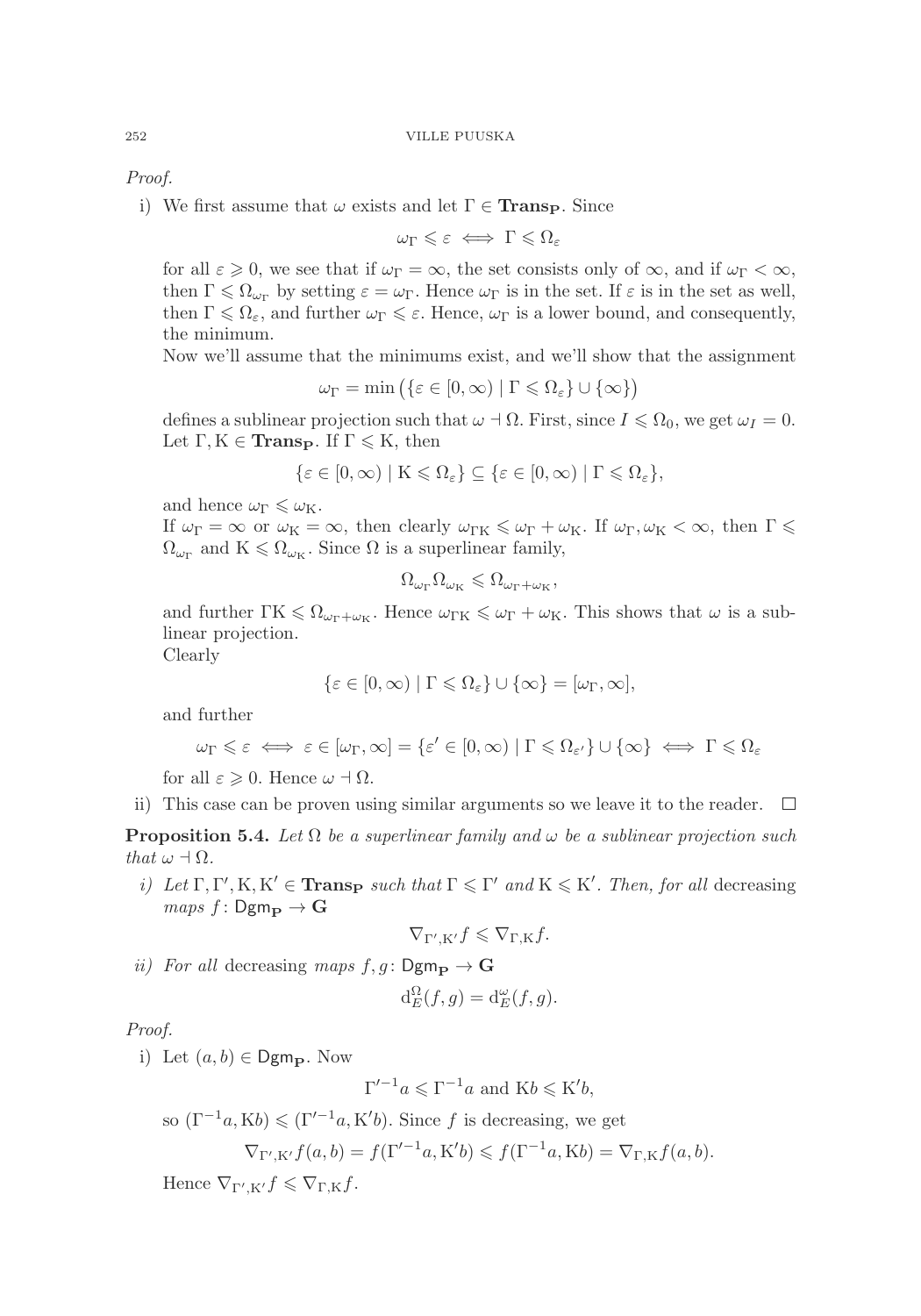*Proof.*

i) We first assume that $\omega$ exists and let $\Gamma \in \mathbf{Trans_P}$. Since

$$\omega_\Gamma \leqslant \varepsilon \iff \Gamma \leqslant \Omega_\varepsilon$$

for all $\varepsilon \geqslant 0$, we see that if $\omega_\Gamma = \infty$, the set consists only of $\infty$, and if $\omega_\Gamma < \infty$, then $\Gamma \leqslant \Omega_{\omega_\Gamma}$ by setting $\varepsilon = \omega_\Gamma$. Hence $\omega_\Gamma$ is in the set. If $\varepsilon$ is in the set as well, then $\Gamma \leqslant \Omega_\varepsilon$, and further $\omega_\Gamma \leqslant \varepsilon$. Hence, $\omega_\Gamma$ is a lower bound, and consequently, the minimum.

Now we'll assume that the minimums exist, and we'll show that the assignment

$$\omega_\Gamma = \min\left(\{\varepsilon \in [0,\infty) \mid \Gamma \leqslant \Omega_\varepsilon\} \cup \{\infty\}\right)$$

defines a sublinear projection such that $\omega \dashv \Omega$. First, since $I \leqslant \Omega_0$, we get $\omega_I = 0$. Let $\Gamma, \mathrm{K} \in \mathbf{Trans_P}$. If $\Gamma \leqslant \mathrm{K}$, then

$$\{\varepsilon \in [0,\infty) \mid \mathrm{K} \leqslant \Omega_\varepsilon\} \subseteq \{\varepsilon \in [0,\infty) \mid \Gamma \leqslant \Omega_\varepsilon\},$$

and hence $\omega_\Gamma \leqslant \omega_\mathrm{K}$.

If $\omega_\Gamma = \infty$ or $\omega_\mathrm{K} = \infty$, then clearly $\omega_{\Gamma\mathrm{K}} \leqslant \omega_\Gamma + \omega_\mathrm{K}$. If $\omega_\Gamma, \omega_\mathrm{K} < \infty$, then $\Gamma \leqslant \Omega_{\omega_\Gamma}$ and $\mathrm{K} \leqslant \Omega_{\omega_\mathrm{K}}$. Since $\Omega$ is a superlinear family,

$$\Omega_{\omega_\Gamma}\Omega_{\omega_\mathrm{K}} \leqslant \Omega_{\omega_\Gamma + \omega_\mathrm{K}},$$

and further $\Gamma\mathrm{K} \leqslant \Omega_{\omega_\Gamma + \omega_\mathrm{K}}$. Hence $\omega_{\Gamma\mathrm{K}} \leqslant \omega_\Gamma + \omega_\mathrm{K}$. This shows that $\omega$ is a sublinear projection.

Clearly

$$\{\varepsilon \in [0,\infty) \mid \Gamma \leqslant \Omega_\varepsilon\} \cup \{\infty\} = [\omega_\Gamma, \infty],$$

and further

$$\omega_\Gamma \leqslant \varepsilon \iff \varepsilon \in [\omega_\Gamma, \infty] = \{\varepsilon' \in [0,\infty) \mid \Gamma \leqslant \Omega_{\varepsilon'}\} \cup \{\infty\} \iff \Gamma \leqslant \Omega_\varepsilon$$

for all $\varepsilon \geqslant 0$. Hence $\omega \dashv \Omega$.

ii) This case can be proven using similar arguments so we leave it to the reader. $\square$

**Proposition 5.4.** *Let $\Omega$ be a superlinear family and $\omega$ be a sublinear projection such that $\omega \dashv \Omega$.*

*i) Let $\Gamma, \Gamma', \mathrm{K}, \mathrm{K}' \in \mathbf{Trans_P}$ such that $\Gamma \leqslant \Gamma'$ and $\mathrm{K} \leqslant \mathrm{K}'$. Then, for all* decreasing *maps $f \colon \mathsf{Dgm}_\mathbf{P} \to \mathbf{G}$*

$$\nabla_{\Gamma',\mathrm{K}'} f \leqslant \nabla_{\Gamma,\mathrm{K}} f.$$

*ii) For all* decreasing *maps $f, g \colon \mathsf{Dgm}_\mathbf{P} \to \mathbf{G}$*

$$\mathrm{d}_E^\Omega(f,g) = \mathrm{d}_E^\omega(f,g).$$

*Proof.*

i) Let $(a,b) \in \mathsf{Dgm}_\mathbf{P}$. Now

$$\Gamma'^{-1}a \leqslant \Gamma^{-1}a \text{ and } \mathrm{K}b \leqslant \mathrm{K}'b,$$

so $(\Gamma^{-1}a, \mathrm{K}b) \leqslant (\Gamma'^{-1}a, \mathrm{K}'b)$. Since $f$ is decreasing, we get

$$\nabla_{\Gamma',\mathrm{K}'} f(a,b) = f(\Gamma'^{-1}a, \mathrm{K}'b) \leqslant f(\Gamma^{-1}a, \mathrm{K}b) = \nabla_{\Gamma,\mathrm{K}} f(a,b).$$

Hence $\nabla_{\Gamma',\mathrm{K}'} f \leqslant \nabla_{\Gamma,\mathrm{K}} f$.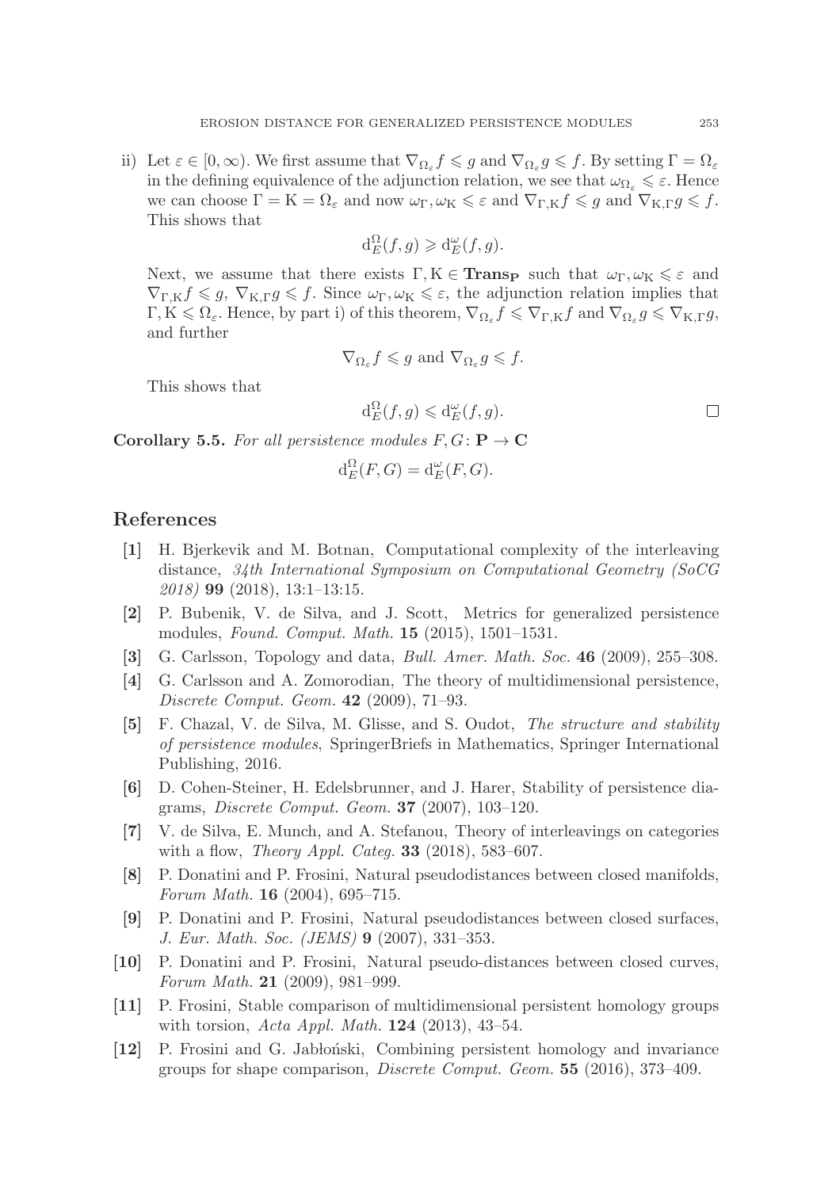ii) Let $\varepsilon \in [0, \infty)$. We first assume that $\nabla_{\Omega_\varepsilon} f \leqslant g$ and $\nabla_{\Omega_\varepsilon} g \leqslant f$. By setting $\Gamma = \Omega_\varepsilon$ in the defining equivalence of the adjunction relation, we see that $\omega_{\Omega_\varepsilon} \leqslant \varepsilon$. Hence we can choose $\Gamma = \mathrm{K} = \Omega_\varepsilon$ and now $\omega_\Gamma, \omega_\mathrm{K} \leqslant \varepsilon$ and $\nabla_{\Gamma,\mathrm{K}} f \leqslant g$ and $\nabla_{\mathrm{K},\Gamma} g \leqslant f$. This shows that

$$\mathrm{d}_E^\Omega(f, g) \geqslant \mathrm{d}_E^\omega(f, g).$$

Next, we assume that there exists $\Gamma, \mathrm{K} \in \mathbf{Trans_P}$ such that $\omega_\Gamma, \omega_\mathrm{K} \leqslant \varepsilon$ and $\nabla_{\Gamma,\mathrm{K}} f \leqslant g$, $\nabla_{\mathrm{K},\Gamma} g \leqslant f$. Since $\omega_\Gamma, \omega_\mathrm{K} \leqslant \varepsilon$, the adjunction relation implies that $\Gamma, \mathrm{K} \leqslant \Omega_\varepsilon$. Hence, by part i) of this theorem, $\nabla_{\Omega_\varepsilon} f \leqslant \nabla_{\Gamma,\mathrm{K}} f$ and $\nabla_{\Omega_\varepsilon} g \leqslant \nabla_{\mathrm{K},\Gamma} g$, and further

$$\nabla_{\Omega_\varepsilon} f \leqslant g \text{ and } \nabla_{\Omega_\varepsilon} g \leqslant f.$$

This shows that

$$\mathrm{d}_E^\Omega(f, g) \leqslant \mathrm{d}_E^\omega(f, g).$$

□

**Corollary 5.5.** *For all persistence modules $F, G\colon \mathbf{P} \to \mathbf{C}$*

$$\mathrm{d}_E^\Omega(F, G) = \mathrm{d}_E^\omega(F, G).$$

## References

**[1]** H. Bjerkevik and M. Botnan, Computational complexity of the interleaving distance, *34th International Symposium on Computational Geometry (SoCG 2018)* **99** (2018), 13:1–13:15.

**[2]** P. Bubenik, V. de Silva, and J. Scott, Metrics for generalized persistence modules, *Found. Comput. Math.* **15** (2015), 1501–1531.

**[3]** G. Carlsson, Topology and data, *Bull. Amer. Math. Soc.* **46** (2009), 255–308.

**[4]** G. Carlsson and A. Zomorodian, The theory of multidimensional persistence, *Discrete Comput. Geom.* **42** (2009), 71–93.

**[5]** F. Chazal, V. de Silva, M. Glisse, and S. Oudot, *The structure and stability of persistence modules*, SpringerBriefs in Mathematics, Springer International Publishing, 2016.

**[6]** D. Cohen-Steiner, H. Edelsbrunner, and J. Harer, Stability of persistence diagrams, *Discrete Comput. Geom.* **37** (2007), 103–120.

**[7]** V. de Silva, E. Munch, and A. Stefanou, Theory of interleavings on categories with a flow, *Theory Appl. Categ.* **33** (2018), 583–607.

**[8]** P. Donatini and P. Frosini, Natural pseudodistances between closed manifolds, *Forum Math.* **16** (2004), 695–715.

**[9]** P. Donatini and P. Frosini, Natural pseudodistances between closed surfaces, *J. Eur. Math. Soc. (JEMS)* **9** (2007), 331–353.

**[10]** P. Donatini and P. Frosini, Natural pseudo-distances between closed curves, *Forum Math.* **21** (2009), 981–999.

**[11]** P. Frosini, Stable comparison of multidimensional persistent homology groups with torsion, *Acta Appl. Math.* **124** (2013), 43–54.

**[12]** P. Frosini and G. Jabłoński, Combining persistent homology and invariance groups for shape comparison, *Discrete Comput. Geom.* **55** (2016), 373–409.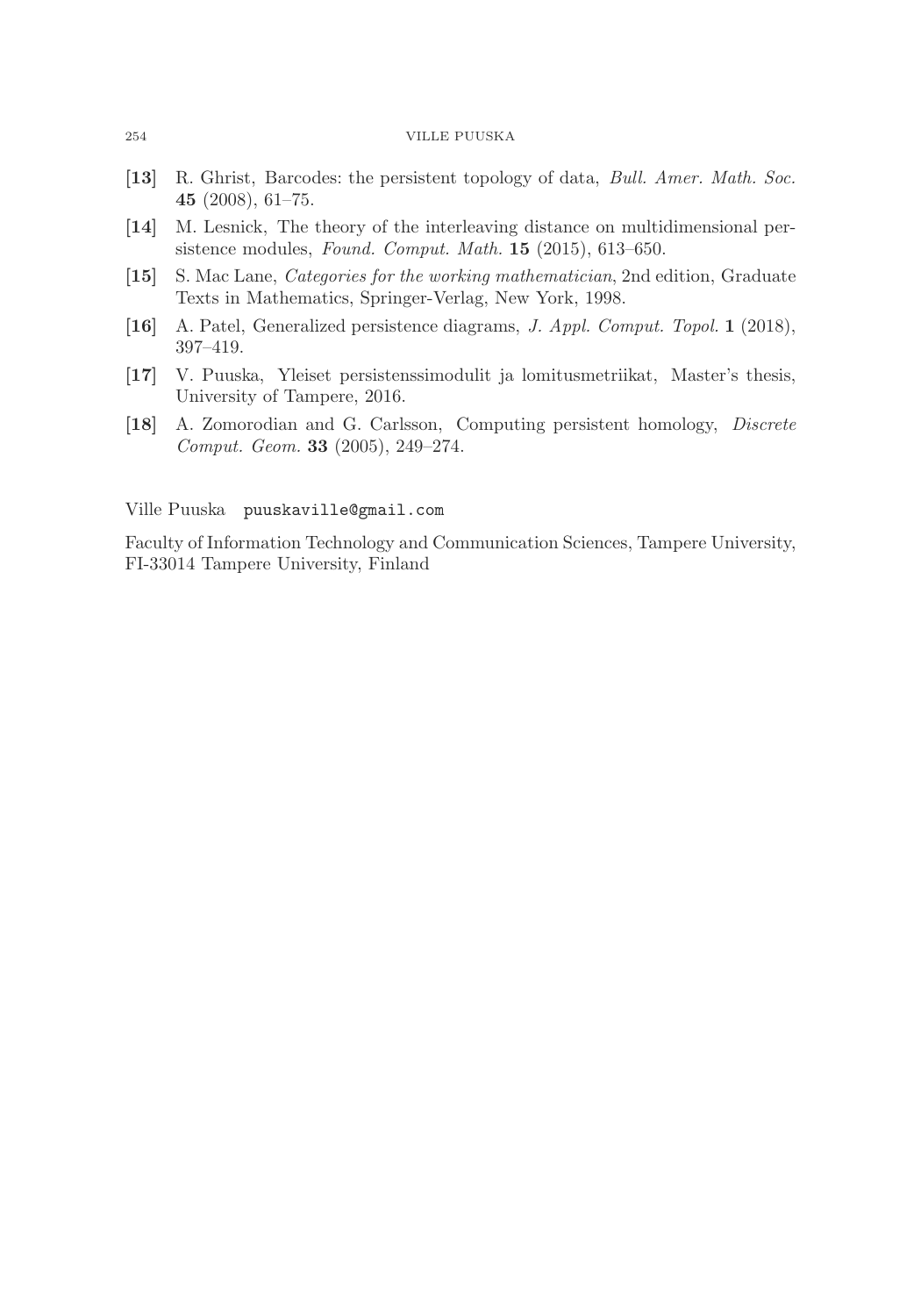**[13]** R. Ghrist, Barcodes: the persistent topology of data, *Bull. Amer. Math. Soc.* **45** (2008), 61–75.

**[14]** M. Lesnick, The theory of the interleaving distance on multidimensional persistence modules, *Found. Comput. Math.* **15** (2015), 613–650.

**[15]** S. Mac Lane, *Categories for the working mathematician*, 2nd edition, Graduate Texts in Mathematics, Springer-Verlag, New York, 1998.

**[16]** A. Patel, Generalized persistence diagrams, *J. Appl. Comput. Topol.* **1** (2018), 397–419.

**[17]** V. Puuska, Yleiset persistenssimodulit ja lomitusmetriikat, Master's thesis, University of Tampere, 2016.

**[18]** A. Zomorodian and G. Carlsson, Computing persistent homology, *Discrete Comput. Geom.* **33** (2005), 249–274.

Ville Puuska `puuskaville@gmail.com`

Faculty of Information Technology and Communication Sciences, Tampere University, FI-33014 Tampere University, Finland